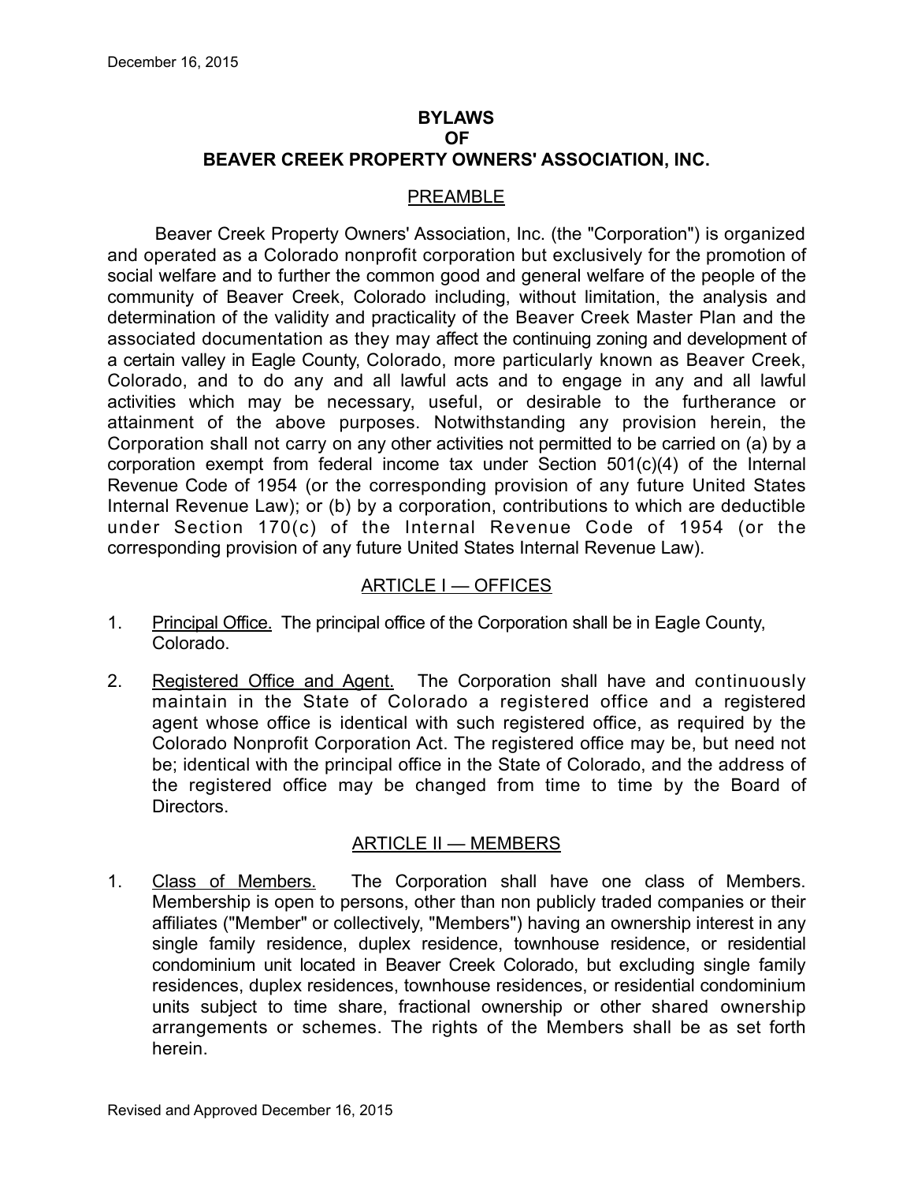# BYLAWS
# OF
# BEAVER CREEK PROPERTY OWNERS' ASSOCIATION, INC.

## PREAMBLE

Beaver Creek Property Owners' Association, Inc. (the "Corporation") is organized and operated as a Colorado nonprofit corporation but exclusively for the promotion of social welfare and to further the common good and general welfare of the people of the community of Beaver Creek, Colorado including, without limitation, the analysis and determination of the validity and practicality of the Beaver Creek Master Plan and the associated documentation as they may affect the continuing zoning and development of a certain valley in Eagle County, Colorado, more particularly known as Beaver Creek, Colorado, and to do any and all lawful acts and to engage in any and all lawful activities which may be necessary, useful, or desirable to the furtherance or attainment of the above purposes. Notwithstanding any provision herein, the Corporation shall not carry on any other activities not permitted to be carried on (a) by a corporation exempt from federal income tax under Section 501(c)(4) of the Internal Revenue Code of 1954 (or the corresponding provision of any future United States Internal Revenue Law); or (b) by a corporation, contributions to which are deductible under Section 170(c) of the Internal Revenue Code of 1954 (or the corresponding provision of any future United States Internal Revenue Law).

## ARTICLE I — OFFICES

1. Principal Office. The principal office of the Corporation shall be in Eagle County, Colorado.

2. Registered Office and Agent. The Corporation shall have and continuously maintain in the State of Colorado a registered office and a registered agent whose office is identical with such registered office, as required by the Colorado Nonprofit Corporation Act. The registered office may be, but need not be; identical with the principal office in the State of Colorado, and the address of the registered office may be changed from time to time by the Board of Directors.

## ARTICLE II — MEMBERS

1. Class of Members. The Corporation shall have one class of Members. Membership is open to persons, other than non publicly traded companies or their affiliates ("Member" or collectively, "Members") having an ownership interest in any single family residence, duplex residence, townhouse residence, or residential condominium unit located in Beaver Creek Colorado, but excluding single family residences, duplex residences, townhouse residences, or residential condominium units subject to time share, fractional ownership or other shared ownership arrangements or schemes. The rights of the Members shall be as set forth herein.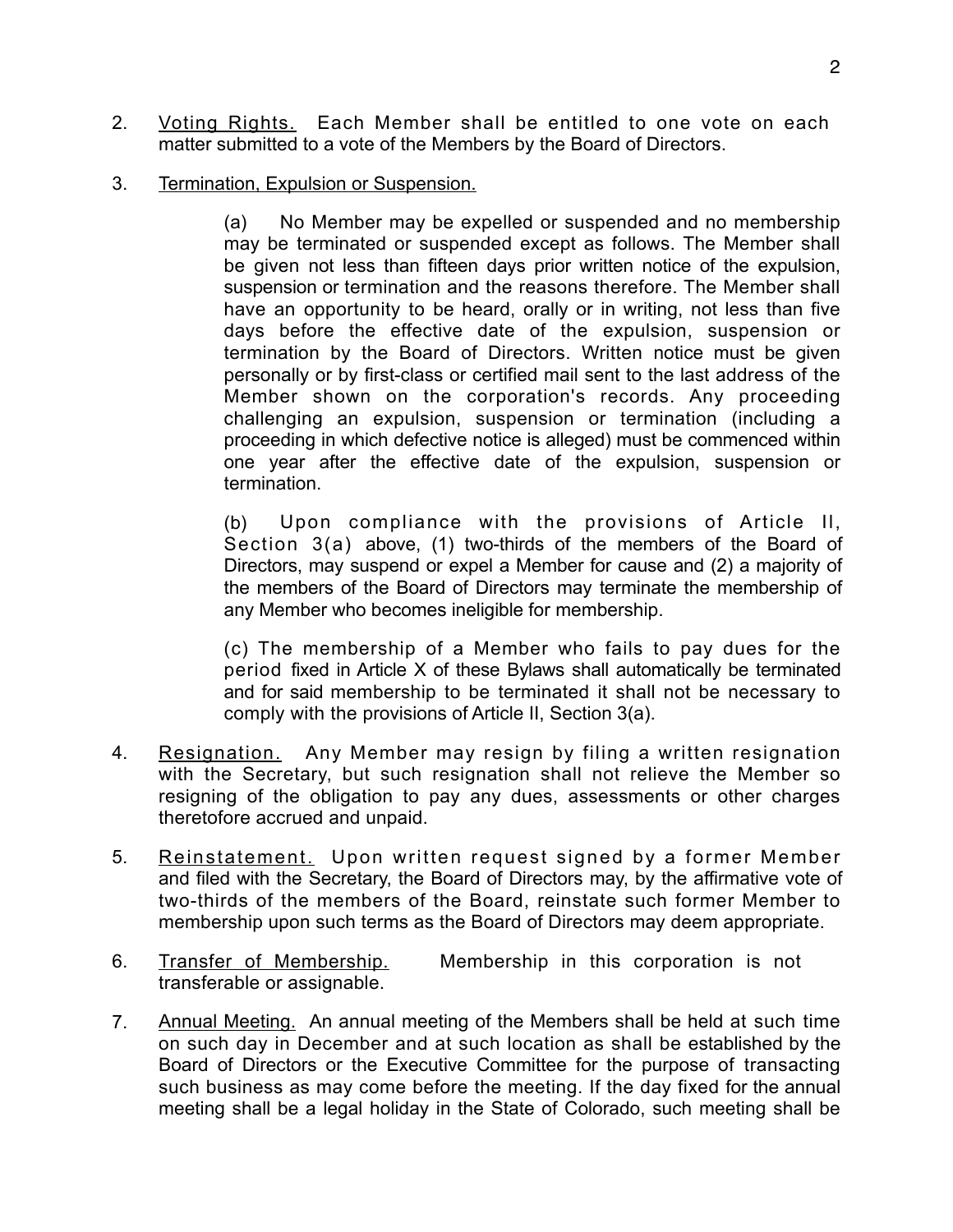2. <u>Voting Rights.</u> Each Member shall be entitled to one vote on each matter submitted to a vote of the Members by the Board of Directors.

3. <u>Termination, Expulsion or Suspension.</u>

   (a) No Member may be expelled or suspended and no membership may be terminated or suspended except as follows. The Member shall be given not less than fifteen days prior written notice of the expulsion, suspension or termination and the reasons therefore. The Member shall have an opportunity to be heard, orally or in writing, not less than five days before the effective date of the expulsion, suspension or termination by the Board of Directors. Written notice must be given personally or by first-class or certified mail sent to the last address of the Member shown on the corporation's records. Any proceeding challenging an expulsion, suspension or termination (including a proceeding in which defective notice is alleged) must be commenced within one year after the effective date of the expulsion, suspension or termination.

   (b) Upon compliance with the provisions of Article II, Section 3(a) above, (1) two-thirds of the members of the Board of Directors, may suspend or expel a Member for cause and (2) a majority of the members of the Board of Directors may terminate the membership of any Member who becomes ineligible for membership.

   (c) The membership of a Member who fails to pay dues for the period fixed in Article X of these Bylaws shall automatically be terminated and for said membership to be terminated it shall not be necessary to comply with the provisions of Article II, Section 3(a).

4. <u>Resignation.</u> Any Member may resign by filing a written resignation with the Secretary, but such resignation shall not relieve the Member so resigning of the obligation to pay any dues, assessments or other charges theretofore accrued and unpaid.

5. <u>Reinstatement.</u> Upon written request signed by a former Member and filed with the Secretary, the Board of Directors may, by the affirmative vote of two-thirds of the members of the Board, reinstate such former Member to membership upon such terms as the Board of Directors may deem appropriate.

6. <u>Transfer of Membership.</u> Membership in this corporation is not transferable or assignable.

7. <u>Annual Meeting.</u> An annual meeting of the Members shall be held at such time on such day in December and at such location as shall be established by the Board of Directors or the Executive Committee for the purpose of transacting such business as may come before the meeting. If the day fixed for the annual meeting shall be a legal holiday in the State of Colorado, such meeting shall be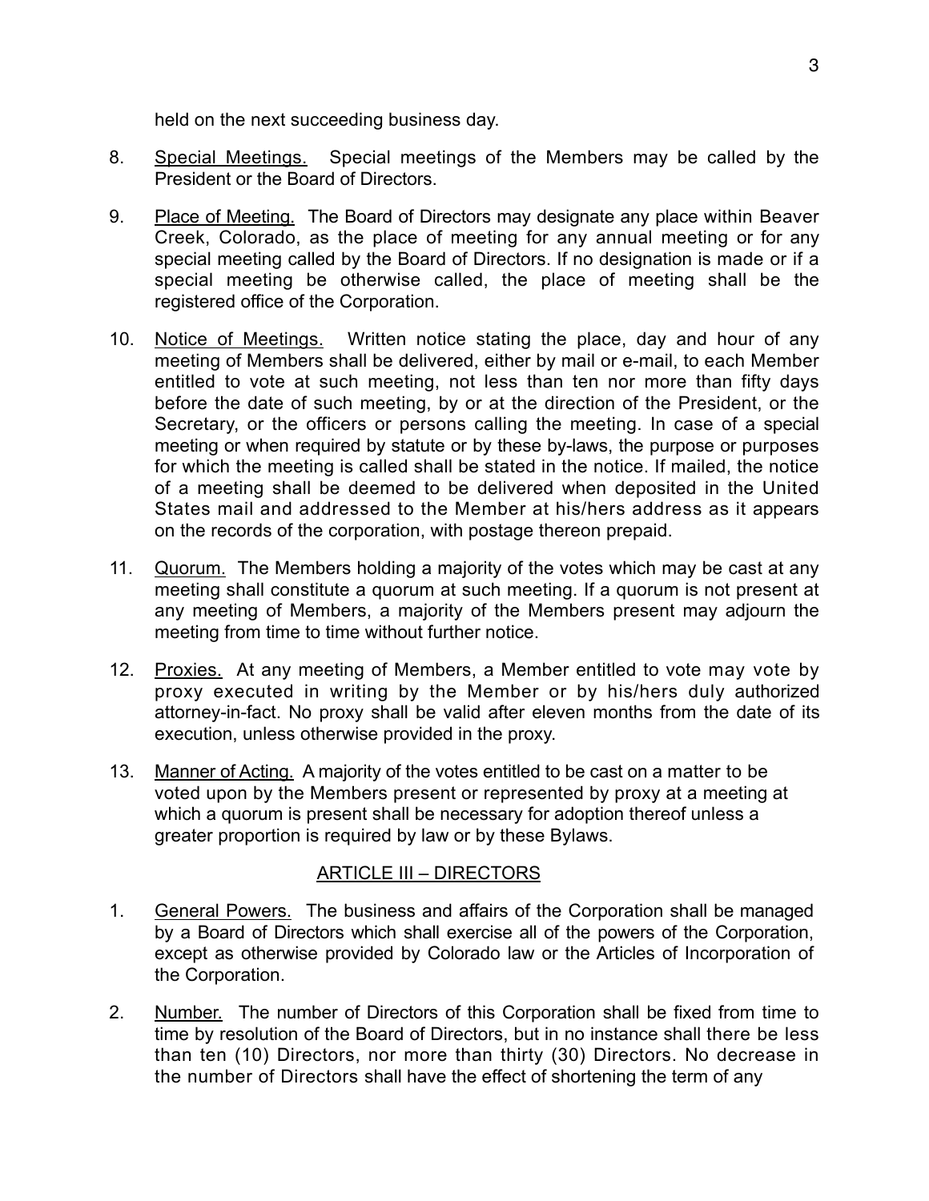held on the next succeeding business day.

8. <u>Special Meetings.</u> Special meetings of the Members may be called by the President or the Board of Directors.

9. <u>Place of Meeting.</u> The Board of Directors may designate any place within Beaver Creek, Colorado, as the place of meeting for any annual meeting or for any special meeting called by the Board of Directors. If no designation is made or if a special meeting be otherwise called, the place of meeting shall be the registered office of the Corporation.

10. <u>Notice of Meetings.</u> Written notice stating the place, day and hour of any meeting of Members shall be delivered, either by mail or e-mail, to each Member entitled to vote at such meeting, not less than ten nor more than fifty days before the date of such meeting, by or at the direction of the President, or the Secretary, or the officers or persons calling the meeting. In case of a special meeting or when required by statute or by these by-laws, the purpose or purposes for which the meeting is called shall be stated in the notice. If mailed, the notice of a meeting shall be deemed to be delivered when deposited in the United States mail and addressed to the Member at his/hers address as it appears on the records of the corporation, with postage thereon prepaid.

11. <u>Quorum.</u> The Members holding a majority of the votes which may be cast at any meeting shall constitute a quorum at such meeting. If a quorum is not present at any meeting of Members, a majority of the Members present may adjourn the meeting from time to time without further notice.

12. <u>Proxies.</u> At any meeting of Members, a Member entitled to vote may vote by proxy executed in writing by the Member or by his/hers duly authorized attorney-in-fact. No proxy shall be valid after eleven months from the date of its execution, unless otherwise provided in the proxy.

13. <u>Manner of Acting.</u> A majority of the votes entitled to be cast on a matter to be voted upon by the Members present or represented by proxy at a meeting at which a quorum is present shall be necessary for adoption thereof unless a greater proportion is required by law or by these Bylaws.

## ARTICLE III – DIRECTORS

1. <u>General Powers.</u> The business and affairs of the Corporation shall be managed by a Board of Directors which shall exercise all of the powers of the Corporation, except as otherwise provided by Colorado law or the Articles of Incorporation of the Corporation.

2. <u>Number.</u> The number of Directors of this Corporation shall be fixed from time to time by resolution of the Board of Directors, but in no instance shall there be less than ten (10) Directors, nor more than thirty (30) Directors. No decrease in the number of Directors shall have the effect of shortening the term of any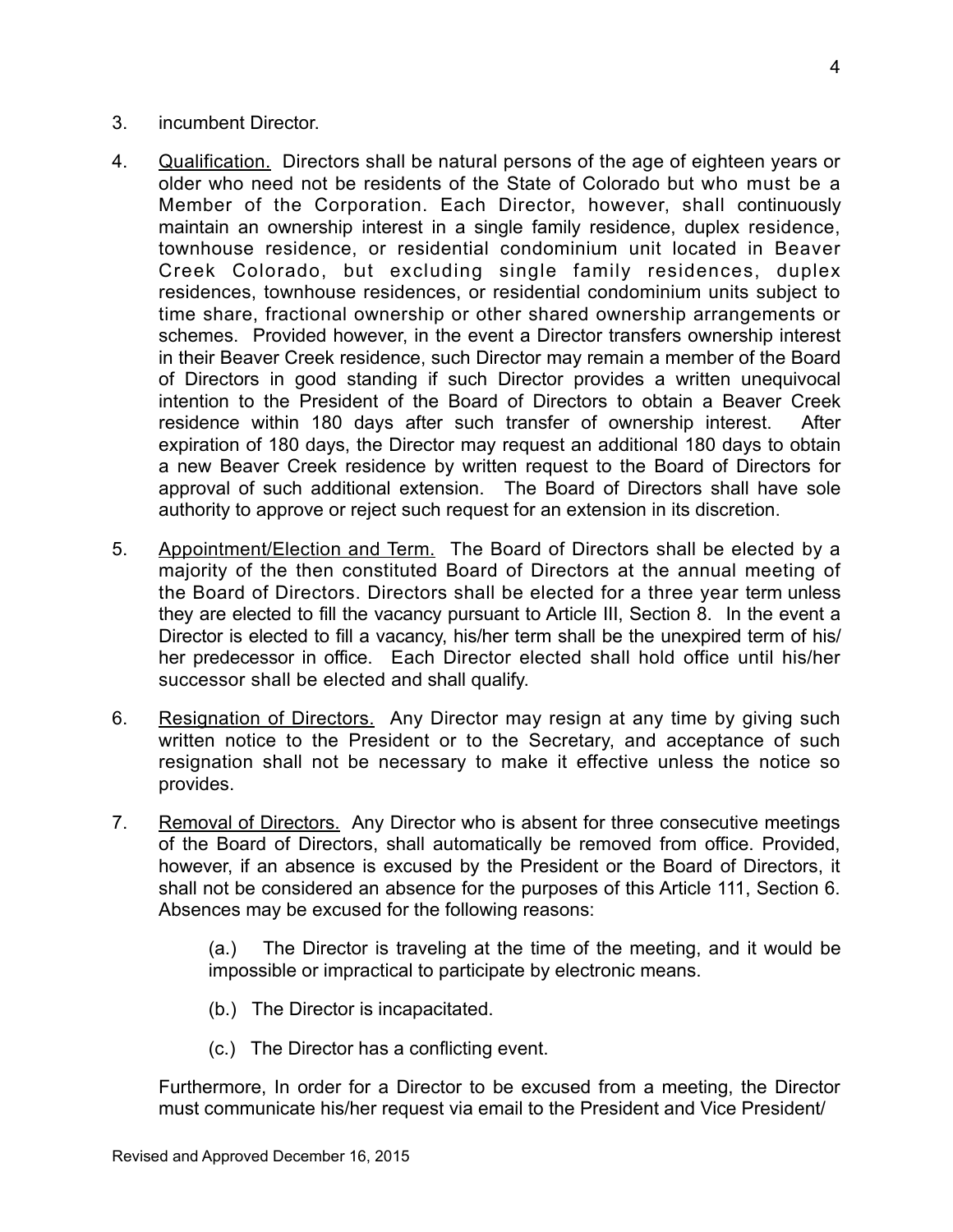3. incumbent Director.

4. Qualification. Directors shall be natural persons of the age of eighteen years or older who need not be residents of the State of Colorado but who must be a Member of the Corporation. Each Director, however, shall continuously maintain an ownership interest in a single family residence, duplex residence, townhouse residence, or residential condominium unit located in Beaver Creek Colorado, but excluding single family residences, duplex residences, townhouse residences, or residential condominium units subject to time share, fractional ownership or other shared ownership arrangements or schemes. Provided however, in the event a Director transfers ownership interest in their Beaver Creek residence, such Director may remain a member of the Board of Directors in good standing if such Director provides a written unequivocal intention to the President of the Board of Directors to obtain a Beaver Creek residence within 180 days after such transfer of ownership interest. After expiration of 180 days, the Director may request an additional 180 days to obtain a new Beaver Creek residence by written request to the Board of Directors for approval of such additional extension. The Board of Directors shall have sole authority to approve or reject such request for an extension in its discretion.

5. Appointment/Election and Term. The Board of Directors shall be elected by a majority of the then constituted Board of Directors at the annual meeting of the Board of Directors. Directors shall be elected for a three year term unless they are elected to fill the vacancy pursuant to Article III, Section 8. In the event a Director is elected to fill a vacancy, his/her term shall be the unexpired term of his/her predecessor in office. Each Director elected shall hold office until his/her successor shall be elected and shall qualify.

6. Resignation of Directors. Any Director may resign at any time by giving such written notice to the President or to the Secretary, and acceptance of such resignation shall not be necessary to make it effective unless the notice so provides.

7. Removal of Directors. Any Director who is absent for three consecutive meetings of the Board of Directors, shall automatically be removed from office. Provided, however, if an absence is excused by the President or the Board of Directors, it shall not be considered an absence for the purposes of this Article 111, Section 6. Absences may be excused for the following reasons:

   (a.) The Director is traveling at the time of the meeting, and it would be impossible or impractical to participate by electronic means.

   (b.) The Director is incapacitated.

   (c.) The Director has a conflicting event.

   Furthermore, In order for a Director to be excused from a meeting, the Director must communicate his/her request via email to the President and Vice President/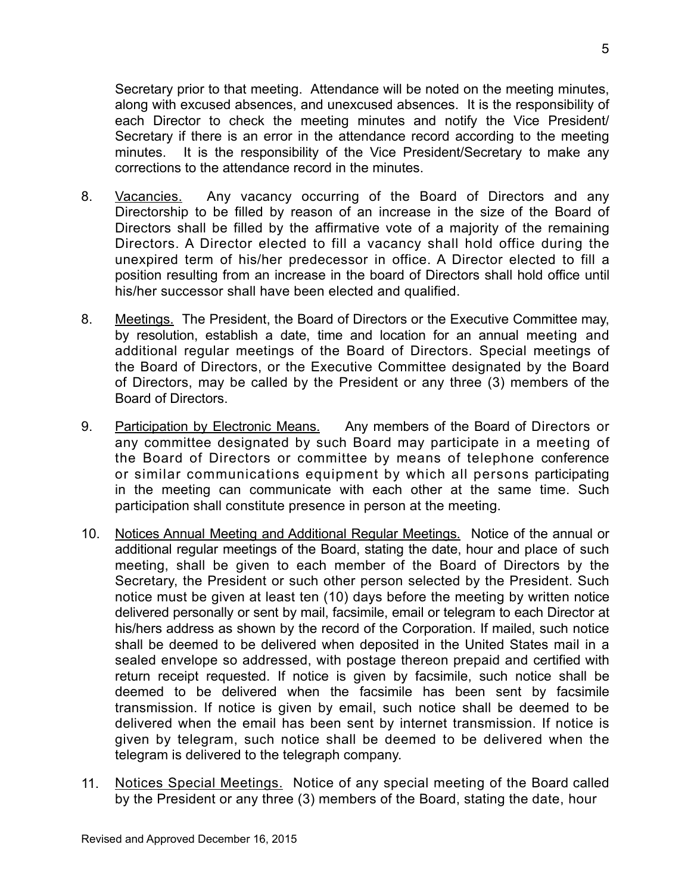Secretary prior to that meeting. Attendance will be noted on the meeting minutes, along with excused absences, and unexcused absences. It is the responsibility of each Director to check the meeting minutes and notify the Vice President/ Secretary if there is an error in the attendance record according to the meeting minutes. It is the responsibility of the Vice President/Secretary to make any corrections to the attendance record in the minutes.

8. Vacancies. Any vacancy occurring of the Board of Directors and any Directorship to be filled by reason of an increase in the size of the Board of Directors shall be filled by the affirmative vote of a majority of the remaining Directors. A Director elected to fill a vacancy shall hold office during the unexpired term of his/her predecessor in office. A Director elected to fill a position resulting from an increase in the board of Directors shall hold office until his/her successor shall have been elected and qualified.

8. Meetings. The President, the Board of Directors or the Executive Committee may, by resolution, establish a date, time and location for an annual meeting and additional regular meetings of the Board of Directors. Special meetings of the Board of Directors, or the Executive Committee designated by the Board of Directors, may be called by the President or any three (3) members of the Board of Directors.

9. Participation by Electronic Means. Any members of the Board of Directors or any committee designated by such Board may participate in a meeting of the Board of Directors or committee by means of telephone conference or similar communications equipment by which all persons participating in the meeting can communicate with each other at the same time. Such participation shall constitute presence in person at the meeting.

10. Notices Annual Meeting and Additional Regular Meetings. Notice of the annual or additional regular meetings of the Board, stating the date, hour and place of such meeting, shall be given to each member of the Board of Directors by the Secretary, the President or such other person selected by the President. Such notice must be given at least ten (10) days before the meeting by written notice delivered personally or sent by mail, facsimile, email or telegram to each Director at his/hers address as shown by the record of the Corporation. If mailed, such notice shall be deemed to be delivered when deposited in the United States mail in a sealed envelope so addressed, with postage thereon prepaid and certified with return receipt requested. If notice is given by facsimile, such notice shall be deemed to be delivered when the facsimile has been sent by facsimile transmission. If notice is given by email, such notice shall be deemed to be delivered when the email has been sent by internet transmission. If notice is given by telegram, such notice shall be deemed to be delivered when the telegram is delivered to the telegraph company.

11. Notices Special Meetings. Notice of any special meeting of the Board called by the President or any three (3) members of the Board, stating the date, hour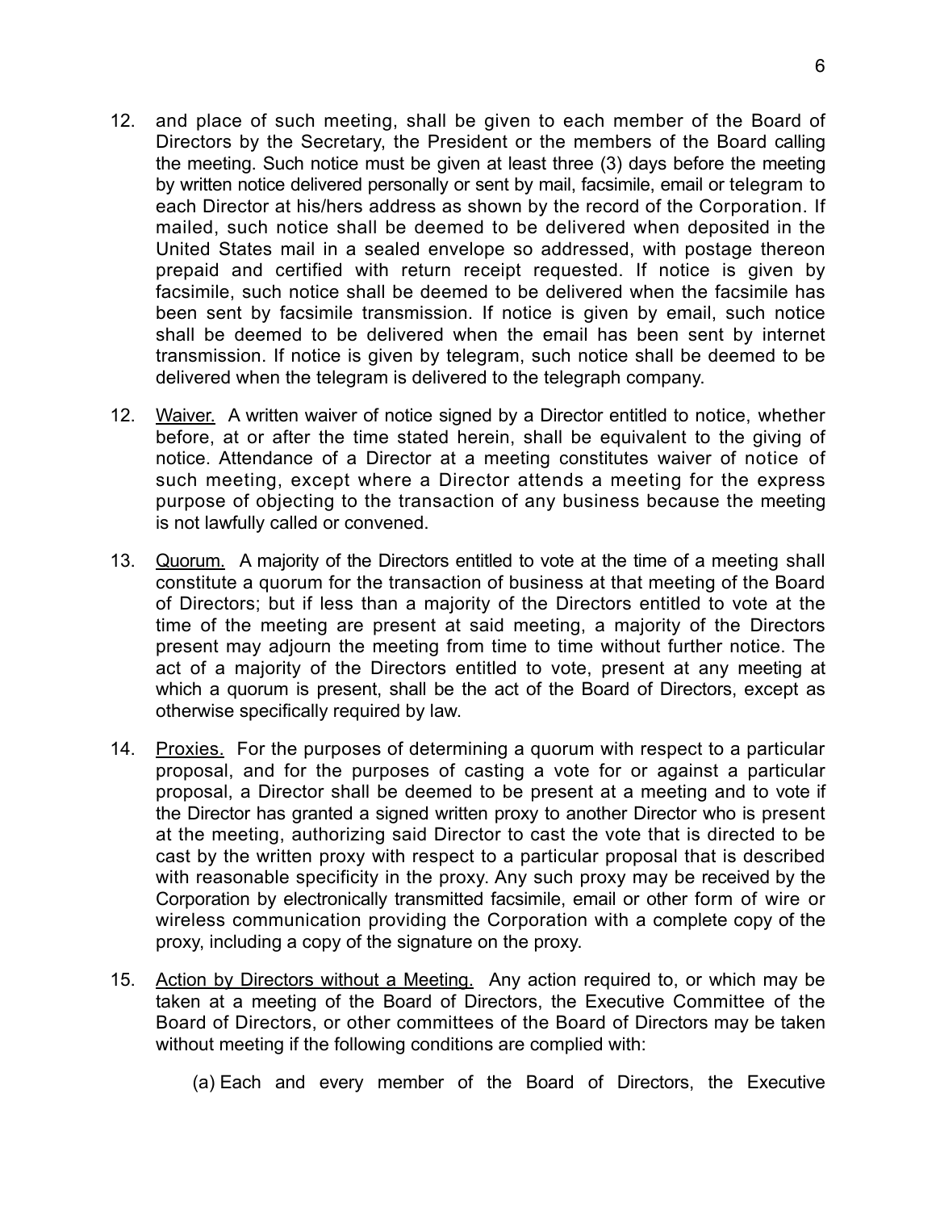12. and place of such meeting, shall be given to each member of the Board of Directors by the Secretary, the President or the members of the Board calling the meeting. Such notice must be given at least three (3) days before the meeting by written notice delivered personally or sent by mail, facsimile, email or telegram to each Director at his/hers address as shown by the record of the Corporation. If mailed, such notice shall be deemed to be delivered when deposited in the United States mail in a sealed envelope so addressed, with postage thereon prepaid and certified with return receipt requested. If notice is given by facsimile, such notice shall be deemed to be delivered when the facsimile has been sent by facsimile transmission. If notice is given by email, such notice shall be deemed to be delivered when the email has been sent by internet transmission. If notice is given by telegram, such notice shall be deemed to be delivered when the telegram is delivered to the telegraph company.

12. <u>Waiver.</u> A written waiver of notice signed by a Director entitled to notice, whether before, at or after the time stated herein, shall be equivalent to the giving of notice. Attendance of a Director at a meeting constitutes waiver of notice of such meeting, except where a Director attends a meeting for the express purpose of objecting to the transaction of any business because the meeting is not lawfully called or convened.

13. <u>Quorum.</u> A majority of the Directors entitled to vote at the time of a meeting shall constitute a quorum for the transaction of business at that meeting of the Board of Directors; but if less than a majority of the Directors entitled to vote at the time of the meeting are present at said meeting, a majority of the Directors present may adjourn the meeting from time to time without further notice. The act of a majority of the Directors entitled to vote, present at any meeting at which a quorum is present, shall be the act of the Board of Directors, except as otherwise specifically required by law.

14. <u>Proxies.</u> For the purposes of determining a quorum with respect to a particular proposal, and for the purposes of casting a vote for or against a particular proposal, a Director shall be deemed to be present at a meeting and to vote if the Director has granted a signed written proxy to another Director who is present at the meeting, authorizing said Director to cast the vote that is directed to be cast by the written proxy with respect to a particular proposal that is described with reasonable specificity in the proxy. Any such proxy may be received by the Corporation by electronically transmitted facsimile, email or other form of wire or wireless communication providing the Corporation with a complete copy of the proxy, including a copy of the signature on the proxy.

15. <u>Action by Directors without a Meeting.</u> Any action required to, or which may be taken at a meeting of the Board of Directors, the Executive Committee of the Board of Directors, or other committees of the Board of Directors may be taken without meeting if the following conditions are complied with:

    (a) Each and every member of the Board of Directors, the Executive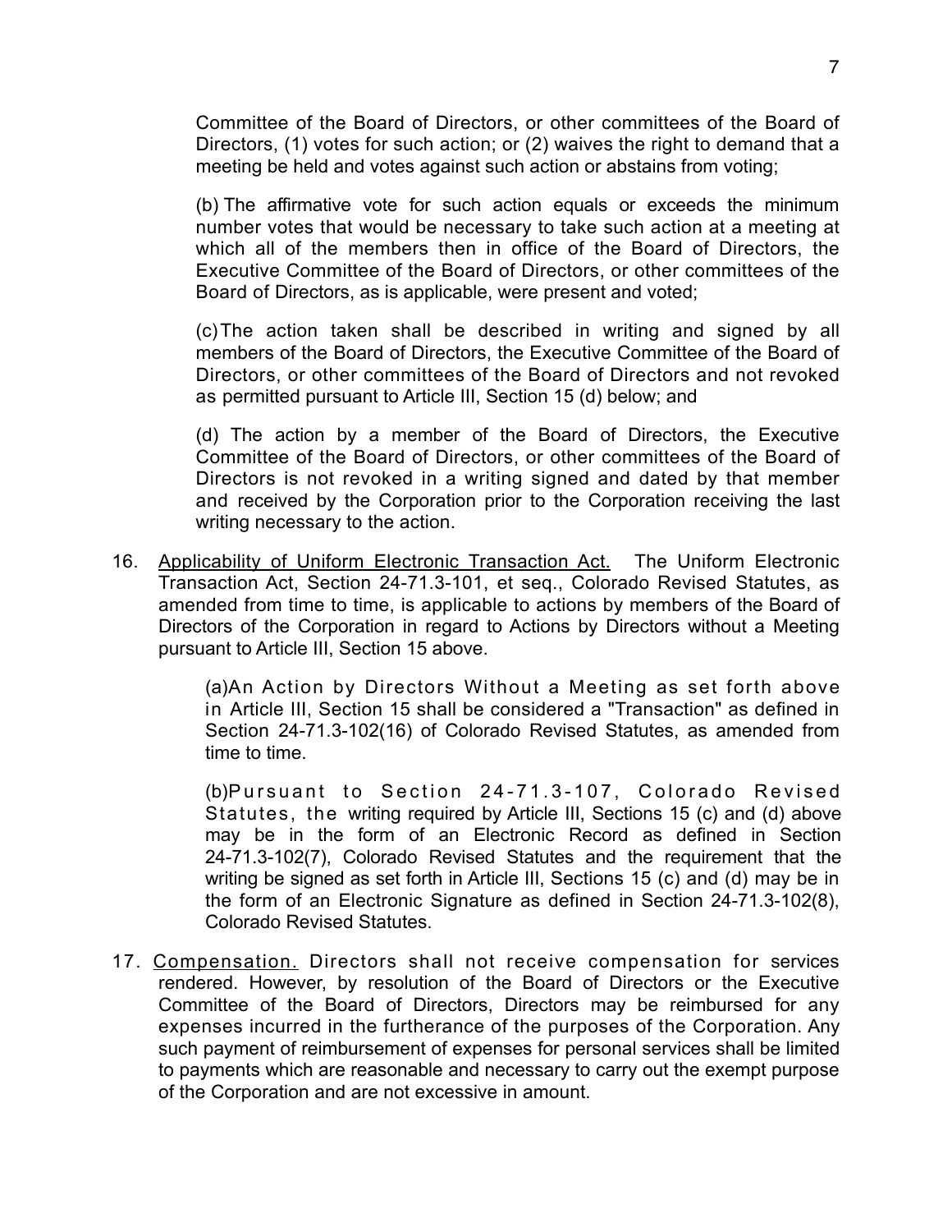Committee of the Board of Directors, or other committees of the Board of Directors, (1) votes for such action; or (2) waives the right to demand that a meeting be held and votes against such action or abstains from voting;

(b) The affirmative vote for such action equals or exceeds the minimum number votes that would be necessary to take such action at a meeting at which all of the members then in office of the Board of Directors, the Executive Committee of the Board of Directors, or other committees of the Board of Directors, as is applicable, were present and voted;

(c) The action taken shall be described in writing and signed by all members of the Board of Directors, the Executive Committee of the Board of Directors, or other committees of the Board of Directors and not revoked as permitted pursuant to Article III, Section 15 (d) below; and

(d) The action by a member of the Board of Directors, the Executive Committee of the Board of Directors, or other committees of the Board of Directors is not revoked in a writing signed and dated by that member and received by the Corporation prior to the Corporation receiving the last writing necessary to the action.

16. Applicability of Uniform Electronic Transaction Act. The Uniform Electronic Transaction Act, Section 24-71.3-101, et seq., Colorado Revised Statutes, as amended from time to time, is applicable to actions by members of the Board of Directors of the Corporation in regard to Actions by Directors without a Meeting pursuant to Article III, Section 15 above.

    (a) An Action by Directors Without a Meeting as set forth above in Article III, Section 15 shall be considered a "Transaction" as defined in Section 24-71.3-102(16) of Colorado Revised Statutes, as amended from time to time.

    (b) Pursuant to Section 24-71.3-107, Colorado Revised Statutes, the writing required by Article III, Sections 15 (c) and (d) above may be in the form of an Electronic Record as defined in Section 24-71.3-102(7), Colorado Revised Statutes and the requirement that the writing be signed as set forth in Article III, Sections 15 (c) and (d) may be in the form of an Electronic Signature as defined in Section 24-71.3-102(8), Colorado Revised Statutes.

17. Compensation. Directors shall not receive compensation for services rendered. However, by resolution of the Board of Directors or the Executive Committee of the Board of Directors, Directors may be reimbursed for any expenses incurred in the furtherance of the purposes of the Corporation. Any such payment of reimbursement of expenses for personal services shall be limited to payments which are reasonable and necessary to carry out the exempt purpose of the Corporation and are not excessive in amount.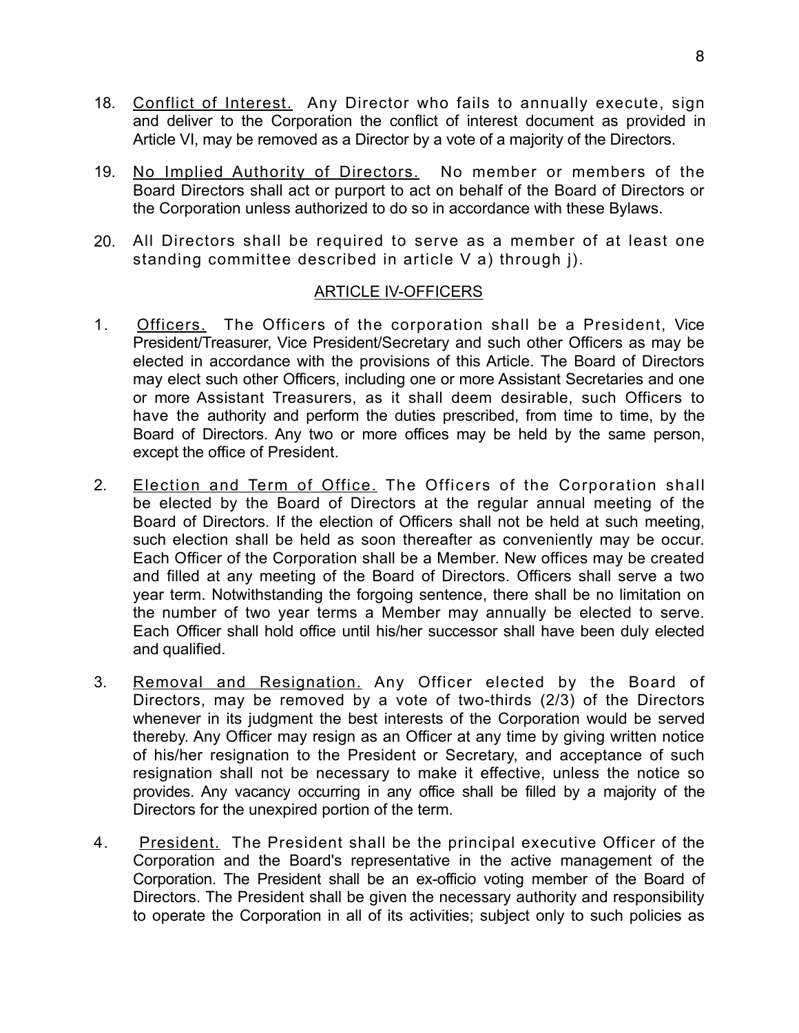18. Conflict of Interest. Any Director who fails to annually execute, sign and deliver to the Corporation the conflict of interest document as provided in Article VI, may be removed as a Director by a vote of a majority of the Directors.

19. No Implied Authority of Directors. No member or members of the Board Directors shall act or purport to act on behalf of the Board of Directors or the Corporation unless authorized to do so in accordance with these Bylaws.

20. All Directors shall be required to serve as a member of at least one standing committee described in article V a) through j).

## ARTICLE IV-OFFICERS

1. Officers. The Officers of the corporation shall be a President, Vice President/Treasurer, Vice President/Secretary and such other Officers as may be elected in accordance with the provisions of this Article. The Board of Directors may elect such other Officers, including one or more Assistant Secretaries and one or more Assistant Treasurers, as it shall deem desirable, such Officers to have the authority and perform the duties prescribed, from time to time, by the Board of Directors. Any two or more offices may be held by the same person, except the office of President.

2. Election and Term of Office. The Officers of the Corporation shall be elected by the Board of Directors at the regular annual meeting of the Board of Directors. If the election of Officers shall not be held at such meeting, such election shall be held as soon thereafter as conveniently may be occur. Each Officer of the Corporation shall be a Member. New offices may be created and filled at any meeting of the Board of Directors. Officers shall serve a two year term. Notwithstanding the forgoing sentence, there shall be no limitation on the number of two year terms a Member may annually be elected to serve. Each Officer shall hold office until his/her successor shall have been duly elected and qualified.

3. Removal and Resignation. Any Officer elected by the Board of Directors, may be removed by a vote of two-thirds (2/3) of the Directors whenever in its judgment the best interests of the Corporation would be served thereby. Any Officer may resign as an Officer at any time by giving written notice of his/her resignation to the President or Secretary, and acceptance of such resignation shall not be necessary to make it effective, unless the notice so provides. Any vacancy occurring in any office shall be filled by a majority of the Directors for the unexpired portion of the term.

4. President. The President shall be the principal executive Officer of the Corporation and the Board's representative in the active management of the Corporation. The President shall be an ex-officio voting member of the Board of Directors. The President shall be given the necessary authority and responsibility to operate the Corporation in all of its activities; subject only to such policies as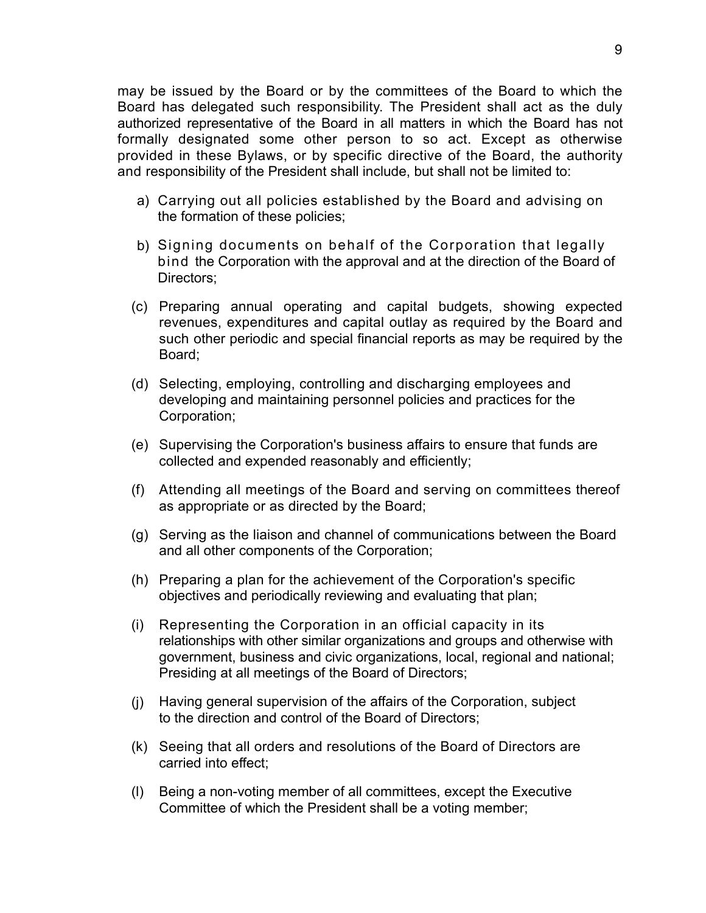may be issued by the Board or by the committees of the Board to which the Board has delegated such responsibility. The President shall act as the duly authorized representative of the Board in all matters in which the Board has not formally designated some other person to so act. Except as otherwise provided in these Bylaws, or by specific directive of the Board, the authority and responsibility of the President shall include, but shall not be limited to:

a) Carrying out all policies established by the Board and advising on the formation of these policies;

b) Signing documents on behalf of the Corporation that legally bind the Corporation with the approval and at the direction of the Board of Directors;

(c) Preparing annual operating and capital budgets, showing expected revenues, expenditures and capital outlay as required by the Board and such other periodic and special financial reports as may be required by the Board;

(d) Selecting, employing, controlling and discharging employees and developing and maintaining personnel policies and practices for the Corporation;

(e) Supervising the Corporation's business affairs to ensure that funds are collected and expended reasonably and efficiently;

(f) Attending all meetings of the Board and serving on committees thereof as appropriate or as directed by the Board;

(g) Serving as the liaison and channel of communications between the Board and all other components of the Corporation;

(h) Preparing a plan for the achievement of the Corporation's specific objectives and periodically reviewing and evaluating that plan;

(i) Representing the Corporation in an official capacity in its relationships with other similar organizations and groups and otherwise with government, business and civic organizations, local, regional and national; Presiding at all meetings of the Board of Directors;

(j) Having general supervision of the affairs of the Corporation, subject to the direction and control of the Board of Directors;

(k) Seeing that all orders and resolutions of the Board of Directors are carried into effect;

(l) Being a non-voting member of all committees, except the Executive Committee of which the President shall be a voting member;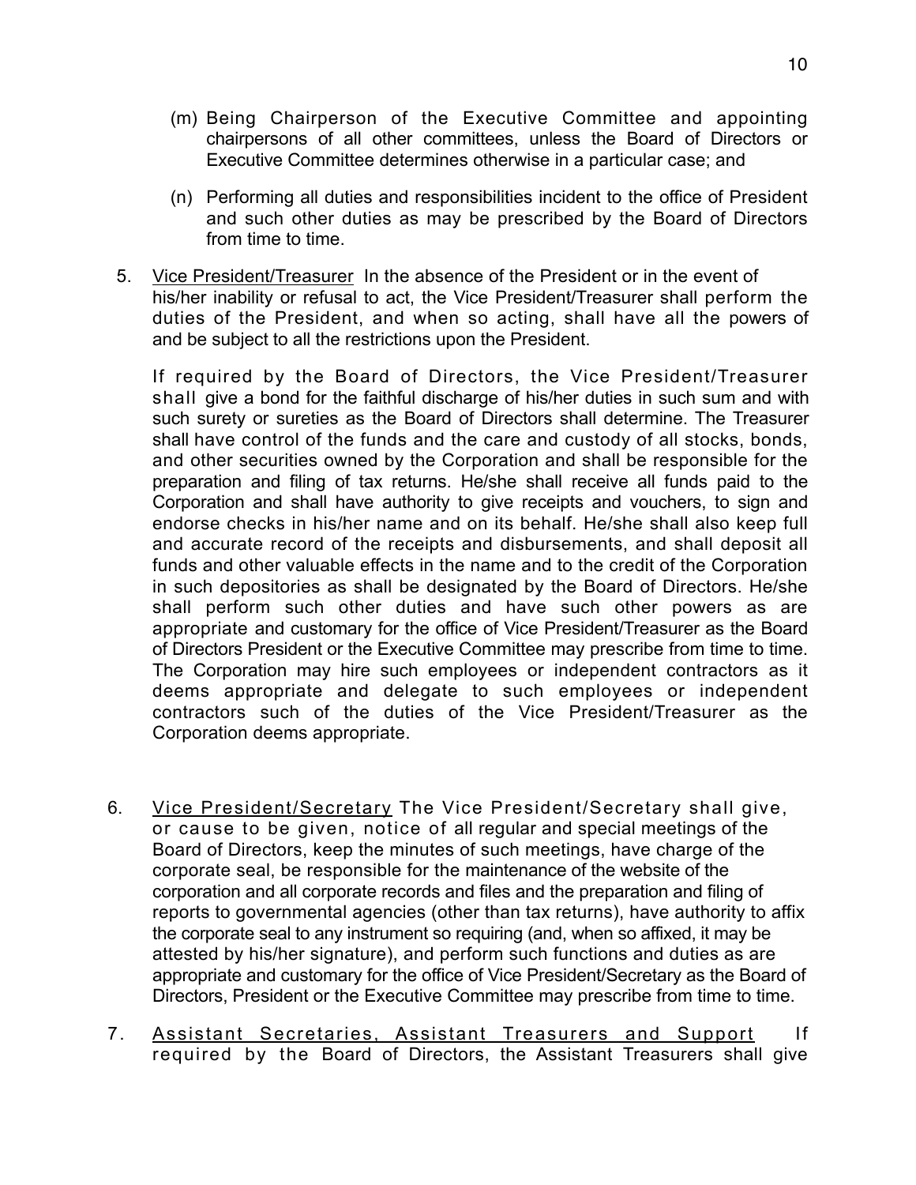(m) Being Chairperson of the Executive Committee and appointing chairpersons of all other committees, unless the Board of Directors or Executive Committee determines otherwise in a particular case; and

(n) Performing all duties and responsibilities incident to the office of President and such other duties as may be prescribed by the Board of Directors from time to time.

5. Vice President/Treasurer In the absence of the President or in the event of his/her inability or refusal to act, the Vice President/Treasurer shall perform the duties of the President, and when so acting, shall have all the powers of and be subject to all the restrictions upon the President.

   If required by the Board of Directors, the Vice President/Treasurer shall give a bond for the faithful discharge of his/her duties in such sum and with such surety or sureties as the Board of Directors shall determine. The Treasurer shall have control of the funds and the care and custody of all stocks, bonds, and other securities owned by the Corporation and shall be responsible for the preparation and filing of tax returns. He/she shall receive all funds paid to the Corporation and shall have authority to give receipts and vouchers, to sign and endorse checks in his/her name and on its behalf. He/she shall also keep full and accurate record of the receipts and disbursements, and shall deposit all funds and other valuable effects in the name and to the credit of the Corporation in such depositories as shall be designated by the Board of Directors. He/she shall perform such other duties and have such other powers as are appropriate and customary for the office of Vice President/Treasurer as the Board of Directors President or the Executive Committee may prescribe from time to time. The Corporation may hire such employees or independent contractors as it deems appropriate and delegate to such employees or independent contractors such of the duties of the Vice President/Treasurer as the Corporation deems appropriate.

6. Vice President/Secretary The Vice President/Secretary shall give, or cause to be given, notice of all regular and special meetings of the Board of Directors, keep the minutes of such meetings, have charge of the corporate seal, be responsible for the maintenance of the website of the corporation and all corporate records and files and the preparation and filing of reports to governmental agencies (other than tax returns), have authority to affix the corporate seal to any instrument so requiring (and, when so affixed, it may be attested by his/her signature), and perform such functions and duties as are appropriate and customary for the office of Vice President/Secretary as the Board of Directors, President or the Executive Committee may prescribe from time to time.

7. Assistant Secretaries, Assistant Treasurers and Support If required by the Board of Directors, the Assistant Treasurers shall give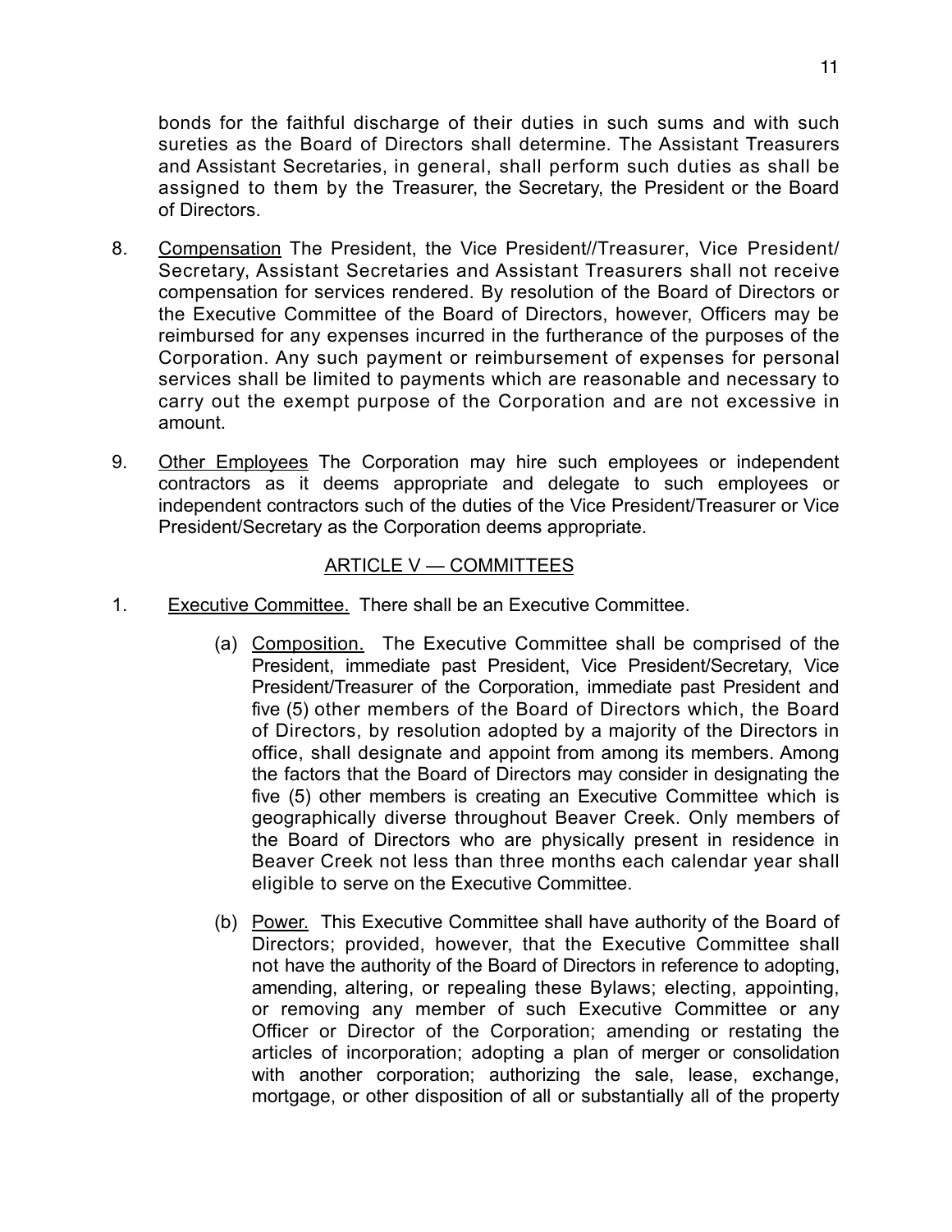bonds for the faithful discharge of their duties in such sums and with such sureties as the Board of Directors shall determine. The Assistant Treasurers and Assistant Secretaries, in general, shall perform such duties as shall be assigned to them by the Treasurer, the Secretary, the President or the Board of Directors.

8. <u>Compensation</u> The President, the Vice President//Treasurer, Vice President/ Secretary, Assistant Secretaries and Assistant Treasurers shall not receive compensation for services rendered. By resolution of the Board of Directors or the Executive Committee of the Board of Directors, however, Officers may be reimbursed for any expenses incurred in the furtherance of the purposes of the Corporation. Any such payment or reimbursement of expenses for personal services shall be limited to payments which are reasonable and necessary to carry out the exempt purpose of the Corporation and are not excessive in amount.

9. <u>Other Employees</u> The Corporation may hire such employees or independent contractors as it deems appropriate and delegate to such employees or independent contractors such of the duties of the Vice President/Treasurer or Vice President/Secretary as the Corporation deems appropriate.

## ARTICLE V — COMMITTEES

1. <u>Executive Committee.</u> There shall be an Executive Committee.

    (a) <u>Composition.</u> The Executive Committee shall be comprised of the President, immediate past President, Vice President/Secretary, Vice President/Treasurer of the Corporation, immediate past President and five (5) other members of the Board of Directors which, the Board of Directors, by resolution adopted by a majority of the Directors in office, shall designate and appoint from among its members. Among the factors that the Board of Directors may consider in designating the five (5) other members is creating an Executive Committee which is geographically diverse throughout Beaver Creek. Only members of the Board of Directors who are physically present in residence in Beaver Creek not less than three months each calendar year shall eligible to serve on the Executive Committee.

    (b) <u>Power.</u> This Executive Committee shall have authority of the Board of Directors; provided, however, that the Executive Committee shall not have the authority of the Board of Directors in reference to adopting, amending, altering, or repealing these Bylaws; electing, appointing, or removing any member of such Executive Committee or any Officer or Director of the Corporation; amending or restating the articles of incorporation; adopting a plan of merger or consolidation with another corporation; authorizing the sale, lease, exchange, mortgage, or other disposition of all or substantially all of the property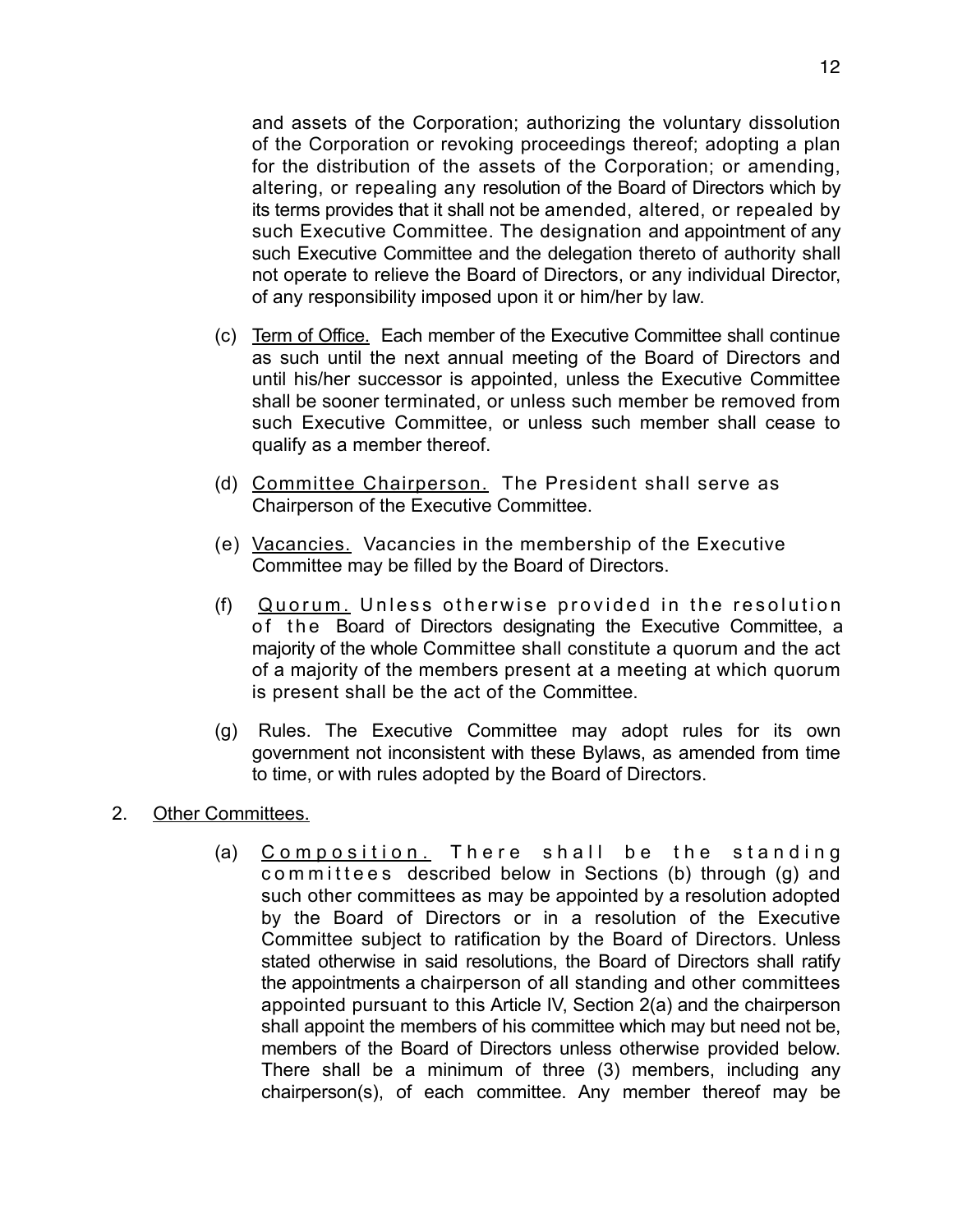and assets of the Corporation; authorizing the voluntary dissolution of the Corporation or revoking proceedings thereof; adopting a plan for the distribution of the assets of the Corporation; or amending, altering, or repealing any resolution of the Board of Directors which by its terms provides that it shall not be amended, altered, or repealed by such Executive Committee. The designation and appointment of any such Executive Committee and the delegation thereto of authority shall not operate to relieve the Board of Directors, or any individual Director, of any responsibility imposed upon it or him/her by law.

(c) Term of Office. Each member of the Executive Committee shall continue as such until the next annual meeting of the Board of Directors and until his/her successor is appointed, unless the Executive Committee shall be sooner terminated, or unless such member be removed from such Executive Committee, or unless such member shall cease to qualify as a member thereof.

(d) Committee Chairperson. The President shall serve as Chairperson of the Executive Committee.

(e) Vacancies. Vacancies in the membership of the Executive Committee may be filled by the Board of Directors.

(f) Quorum. Unless otherwise provided in the resolution of the Board of Directors designating the Executive Committee, a majority of the whole Committee shall constitute a quorum and the act of a majority of the members present at a meeting at which quorum is present shall be the act of the Committee.

(g) Rules. The Executive Committee may adopt rules for its own government not inconsistent with these Bylaws, as amended from time to time, or with rules adopted by the Board of Directors.

2. Other Committees.

(a) Composition. There shall be the standing committees described below in Sections (b) through (g) and such other committees as may be appointed by a resolution adopted by the Board of Directors or in a resolution of the Executive Committee subject to ratification by the Board of Directors. Unless stated otherwise in said resolutions, the Board of Directors shall ratify the appointments a chairperson of all standing and other committees appointed pursuant to this Article IV, Section 2(a) and the chairperson shall appoint the members of his committee which may but need not be, members of the Board of Directors unless otherwise provided below. There shall be a minimum of three (3) members, including any chairperson(s), of each committee. Any member thereof may be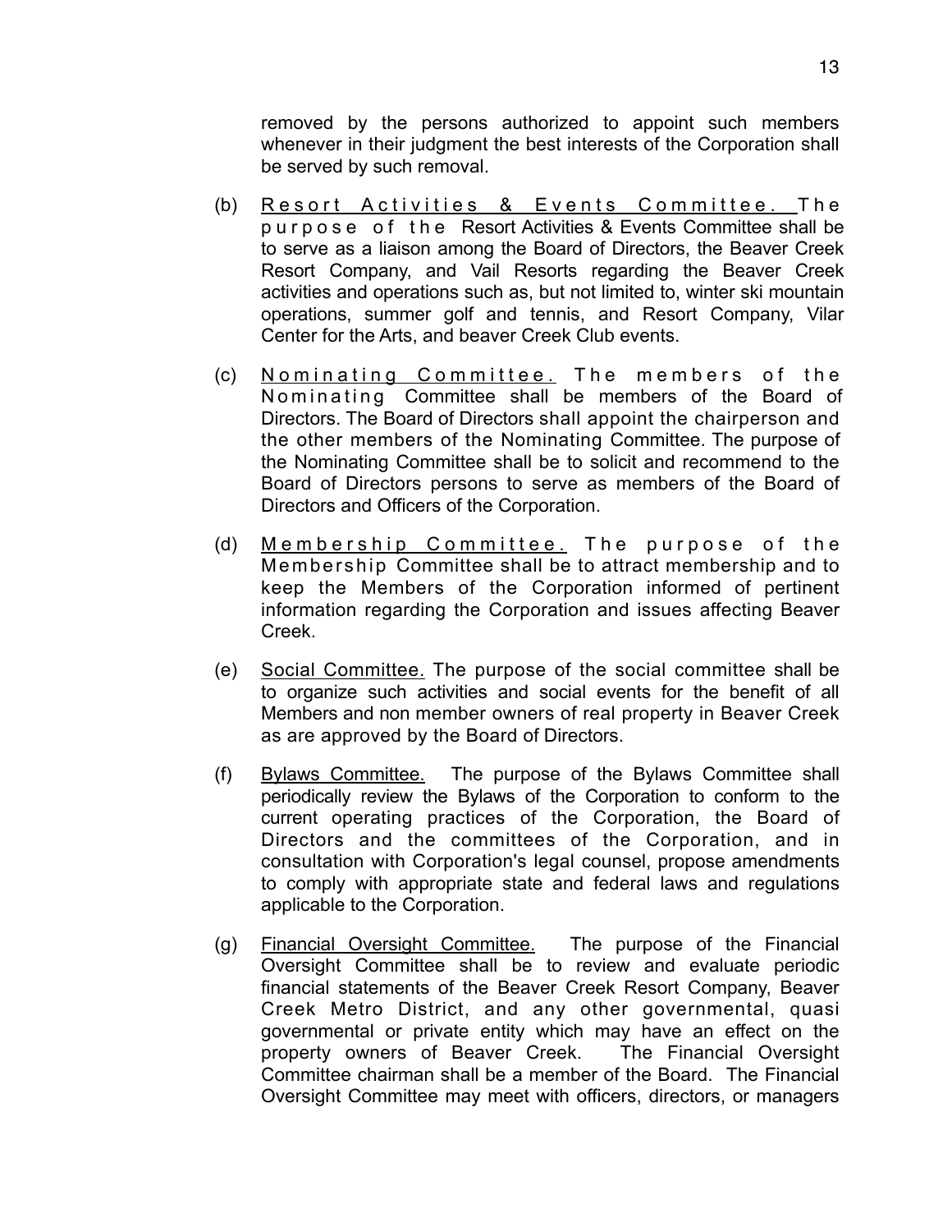removed by the persons authorized to appoint such members whenever in their judgment the best interests of the Corporation shall be served by such removal.

(b) <u>Resort Activities & Events Committee.</u> The purpose of the Resort Activities & Events Committee shall be to serve as a liaison among the Board of Directors, the Beaver Creek Resort Company, and Vail Resorts regarding the Beaver Creek activities and operations such as, but not limited to, winter ski mountain operations, summer golf and tennis, and Resort Company, Vilar Center for the Arts, and beaver Creek Club events.

(c) <u>Nominating Committee.</u> The members of the Nominating Committee shall be members of the Board of Directors. The Board of Directors shall appoint the chairperson and the other members of the Nominating Committee. The purpose of the Nominating Committee shall be to solicit and recommend to the Board of Directors persons to serve as members of the Board of Directors and Officers of the Corporation.

(d) <u>Membership Committee.</u> The purpose of the Membership Committee shall be to attract membership and to keep the Members of the Corporation informed of pertinent information regarding the Corporation and issues affecting Beaver Creek.

(e) <u>Social Committee.</u> The purpose of the social committee shall be to organize such activities and social events for the benefit of all Members and non member owners of real property in Beaver Creek as are approved by the Board of Directors.

(f) <u>Bylaws Committee.</u> The purpose of the Bylaws Committee shall periodically review the Bylaws of the Corporation to conform to the current operating practices of the Corporation, the Board of Directors and the committees of the Corporation, and in consultation with Corporation's legal counsel, propose amendments to comply with appropriate state and federal laws and regulations applicable to the Corporation.

(g) <u>Financial Oversight Committee.</u> The purpose of the Financial Oversight Committee shall be to review and evaluate periodic financial statements of the Beaver Creek Resort Company, Beaver Creek Metro District, and any other governmental, quasi governmental or private entity which may have an effect on the property owners of Beaver Creek. The Financial Oversight Committee chairman shall be a member of the Board. The Financial Oversight Committee may meet with officers, directors, or managers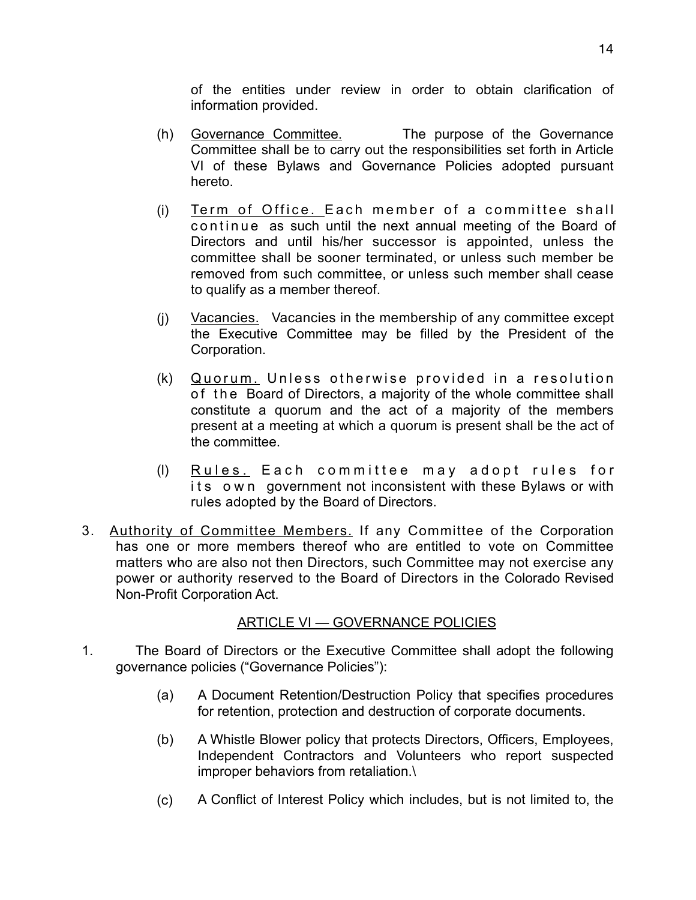of the entities under review in order to obtain clarification of information provided.

(h) Governance Committee. The purpose of the Governance Committee shall be to carry out the responsibilities set forth in Article VI of these Bylaws and Governance Policies adopted pursuant hereto.

(i) Term of Office. Each member of a committee shall continue as such until the next annual meeting of the Board of Directors and until his/her successor is appointed, unless the committee shall be sooner terminated, or unless such member be removed from such committee, or unless such member shall cease to qualify as a member thereof.

(j) Vacancies. Vacancies in the membership of any committee except the Executive Committee may be filled by the President of the Corporation.

(k) Quorum. Unless otherwise provided in a resolution of the Board of Directors, a majority of the whole committee shall constitute a quorum and the act of a majority of the members present at a meeting at which a quorum is present shall be the act of the committee.

(l) Rules. Each committee may adopt rules for its own government not inconsistent with these Bylaws or with rules adopted by the Board of Directors.

3. Authority of Committee Members. If any Committee of the Corporation has one or more members thereof who are entitled to vote on Committee matters who are also not then Directors, such Committee may not exercise any power or authority reserved to the Board of Directors in the Colorado Revised Non-Profit Corporation Act.

## ARTICLE VI — GOVERNANCE POLICIES

1. The Board of Directors or the Executive Committee shall adopt the following governance policies ("Governance Policies"):

   (a) A Document Retention/Destruction Policy that specifies procedures for retention, protection and destruction of corporate documents.

   (b) A Whistle Blower policy that protects Directors, Officers, Employees, Independent Contractors and Volunteers who report suspected improper behaviors from retaliation.\

   (c) A Conflict of Interest Policy which includes, but is not limited to, the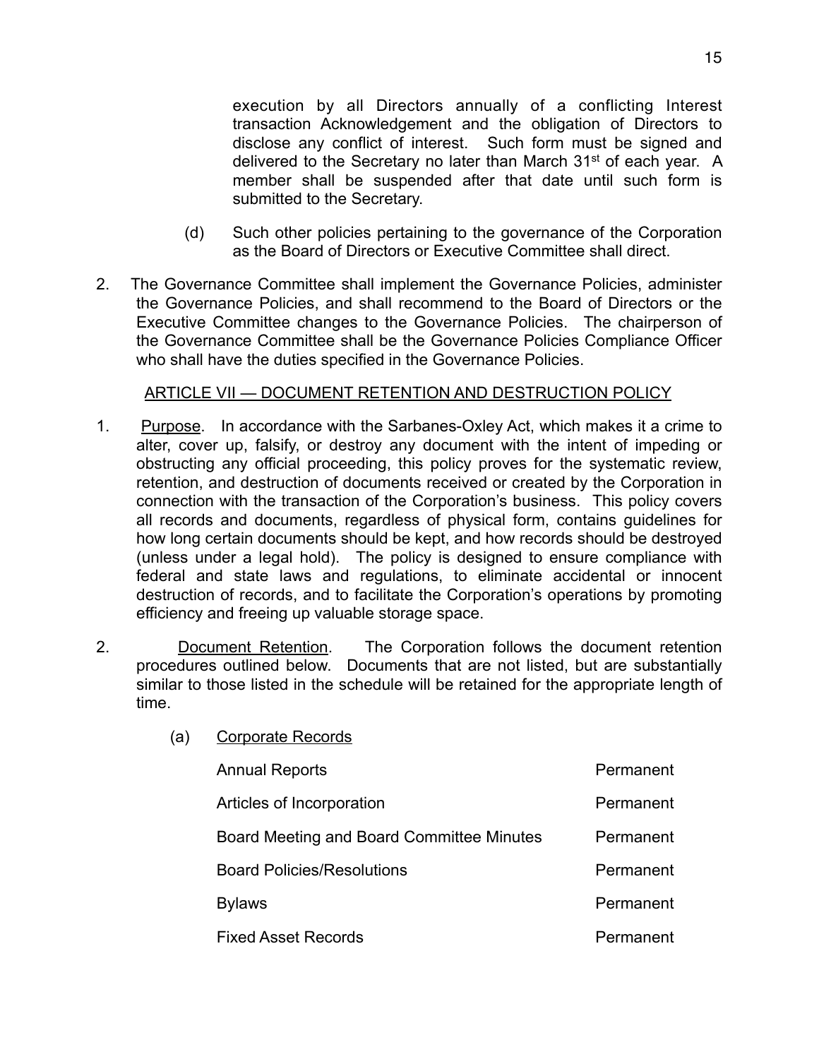execution by all Directors annually of a conflicting Interest transaction Acknowledgement and the obligation of Directors to disclose any conflict of interest. Such form must be signed and delivered to the Secretary no later than March 31st of each year. A member shall be suspended after that date until such form is submitted to the Secretary.

(d) Such other policies pertaining to the governance of the Corporation as the Board of Directors or Executive Committee shall direct.

2. The Governance Committee shall implement the Governance Policies, administer the Governance Policies, and shall recommend to the Board of Directors or the Executive Committee changes to the Governance Policies. The chairperson of the Governance Committee shall be the Governance Policies Compliance Officer who shall have the duties specified in the Governance Policies.

## ARTICLE VII — DOCUMENT RETENTION AND DESTRUCTION POLICY

1. Purpose. In accordance with the Sarbanes-Oxley Act, which makes it a crime to alter, cover up, falsify, or destroy any document with the intent of impeding or obstructing any official proceeding, this policy proves for the systematic review, retention, and destruction of documents received or created by the Corporation in connection with the transaction of the Corporation's business. This policy covers all records and documents, regardless of physical form, contains guidelines for how long certain documents should be kept, and how records should be destroyed (unless under a legal hold). The policy is designed to ensure compliance with federal and state laws and regulations, to eliminate accidental or innocent destruction of records, and to facilitate the Corporation's operations by promoting efficiency and freeing up valuable storage space.

2. Document Retention. The Corporation follows the document retention procedures outlined below. Documents that are not listed, but are substantially similar to those listed in the schedule will be retained for the appropriate length of time.

(a) Corporate Records

| | |
|---|---|
| Annual Reports | Permanent |
| Articles of Incorporation | Permanent |
| Board Meeting and Board Committee Minutes | Permanent |
| Board Policies/Resolutions | Permanent |
| Bylaws | Permanent |
| Fixed Asset Records | Permanent |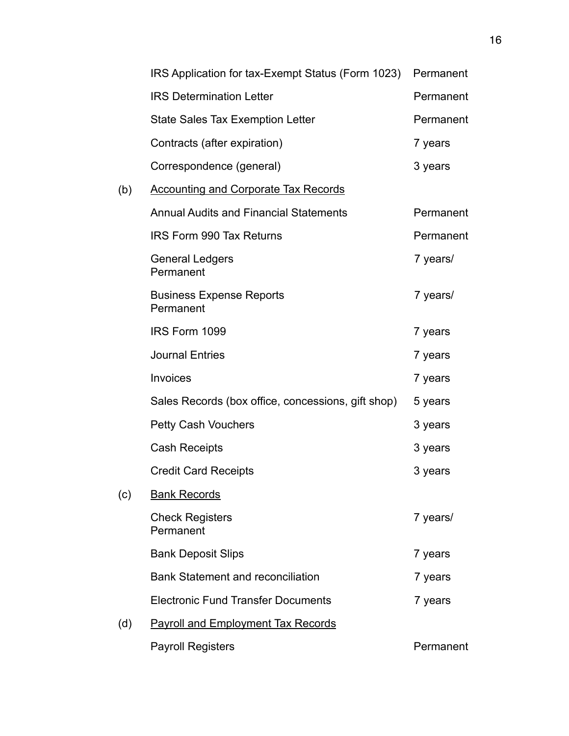| | | |
|---|---|---|
| | IRS Application for tax-Exempt Status (Form 1023) | Permanent |
| | IRS Determination Letter | Permanent |
| | State Sales Tax Exemption Letter | Permanent |
| | Contracts (after expiration) | 7 years |
| | Correspondence (general) | 3 years |
| (b) | <u>Accounting and Corporate Tax Records</u> | |
| | Annual Audits and Financial Statements | Permanent |
| | IRS Form 990 Tax Returns | Permanent |
| | General Ledgers Permanent | 7 years/ |
| | Business Expense Reports Permanent | 7 years/ |
| | IRS Form 1099 | 7 years |
| | Journal Entries | 7 years |
| | Invoices | 7 years |
| | Sales Records (box office, concessions, gift shop) | 5 years |
| | Petty Cash Vouchers | 3 years |
| | Cash Receipts | 3 years |
| | Credit Card Receipts | 3 years |
| (c) | <u>Bank Records</u> | |
| | Check Registers Permanent | 7 years/ |
| | Bank Deposit Slips | 7 years |
| | Bank Statement and reconciliation | 7 years |
| | Electronic Fund Transfer Documents | 7 years |
| (d) | <u>Payroll and Employment Tax Records</u> | |
| | Payroll Registers | Permanent |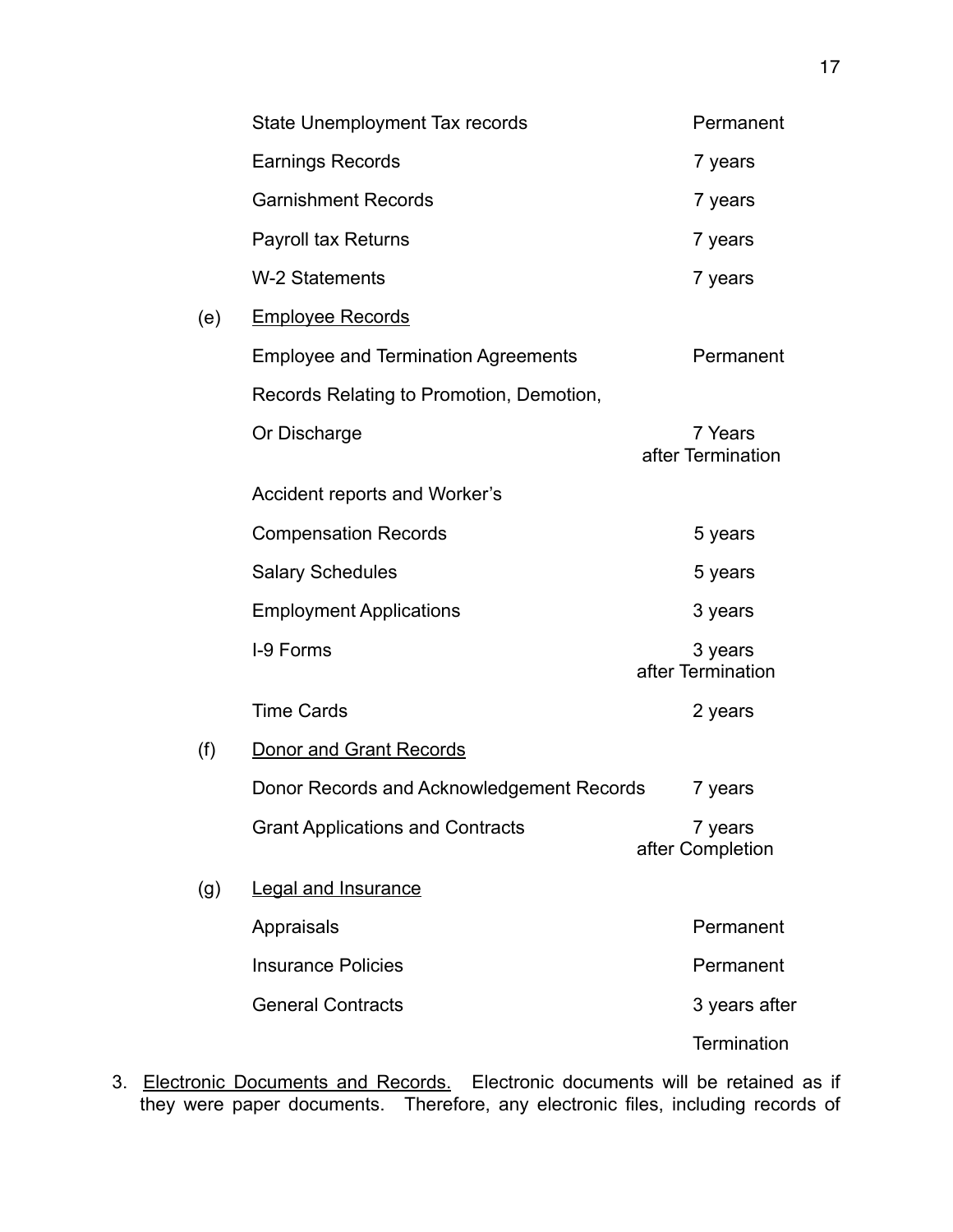| | |
|---|---|
| State Unemployment Tax records | Permanent |
| Earnings Records | 7 years |
| Garnishment Records | 7 years |
| Payroll tax Returns | 7 years |
| W-2 Statements | 7 years |

(e) <u>Employee Records</u>

| | |
|---|---|
| Employee and Termination Agreements | Permanent |
| Records Relating to Promotion, Demotion, Or Discharge | 7 Years after Termination |
| Accident reports and Worker's Compensation Records | 5 years |
| Salary Schedules | 5 years |
| Employment Applications | 3 years |
| I-9 Forms | 3 years after Termination |
| Time Cards | 2 years |

(f) <u>Donor and Grant Records</u>

| | |
|---|---|
| Donor Records and Acknowledgement Records | 7 years |
| Grant Applications and Contracts | 7 years after Completion |

(g) <u>Legal and Insurance</u>

| | |
|---|---|
| Appraisals | Permanent |
| Insurance Policies | Permanent |
| General Contracts | 3 years after Termination |

3. <u>Electronic Documents and Records.</u> Electronic documents will be retained as if they were paper documents. Therefore, any electronic files, including records of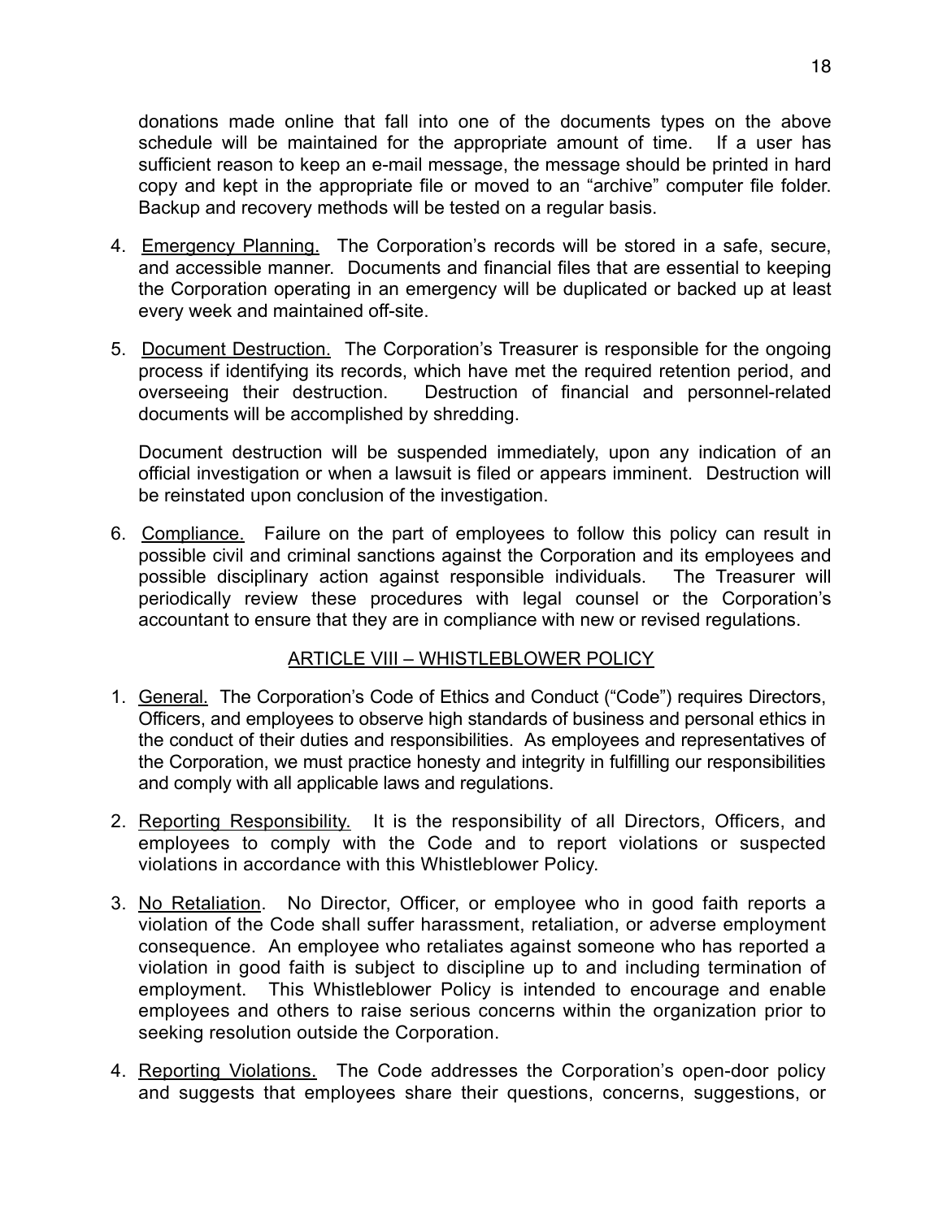donations made online that fall into one of the documents types on the above schedule will be maintained for the appropriate amount of time. If a user has sufficient reason to keep an e-mail message, the message should be printed in hard copy and kept in the appropriate file or moved to an "archive" computer file folder. Backup and recovery methods will be tested on a regular basis.

4. Emergency Planning. The Corporation's records will be stored in a safe, secure, and accessible manner. Documents and financial files that are essential to keeping the Corporation operating in an emergency will be duplicated or backed up at least every week and maintained off-site.

5. Document Destruction. The Corporation's Treasurer is responsible for the ongoing process if identifying its records, which have met the required retention period, and overseeing their destruction. Destruction of financial and personnel-related documents will be accomplished by shredding.

   Document destruction will be suspended immediately, upon any indication of an official investigation or when a lawsuit is filed or appears imminent. Destruction will be reinstated upon conclusion of the investigation.

6. Compliance. Failure on the part of employees to follow this policy can result in possible civil and criminal sanctions against the Corporation and its employees and possible disciplinary action against responsible individuals. The Treasurer will periodically review these procedures with legal counsel or the Corporation's accountant to ensure that they are in compliance with new or revised regulations.

## ARTICLE VIII – WHISTLEBLOWER POLICY

1. General. The Corporation's Code of Ethics and Conduct ("Code") requires Directors, Officers, and employees to observe high standards of business and personal ethics in the conduct of their duties and responsibilities. As employees and representatives of the Corporation, we must practice honesty and integrity in fulfilling our responsibilities and comply with all applicable laws and regulations.

2. Reporting Responsibility. It is the responsibility of all Directors, Officers, and employees to comply with the Code and to report violations or suspected violations in accordance with this Whistleblower Policy.

3. No Retaliation. No Director, Officer, or employee who in good faith reports a violation of the Code shall suffer harassment, retaliation, or adverse employment consequence. An employee who retaliates against someone who has reported a violation in good faith is subject to discipline up to and including termination of employment. This Whistleblower Policy is intended to encourage and enable employees and others to raise serious concerns within the organization prior to seeking resolution outside the Corporation.

4. Reporting Violations. The Code addresses the Corporation's open-door policy and suggests that employees share their questions, concerns, suggestions, or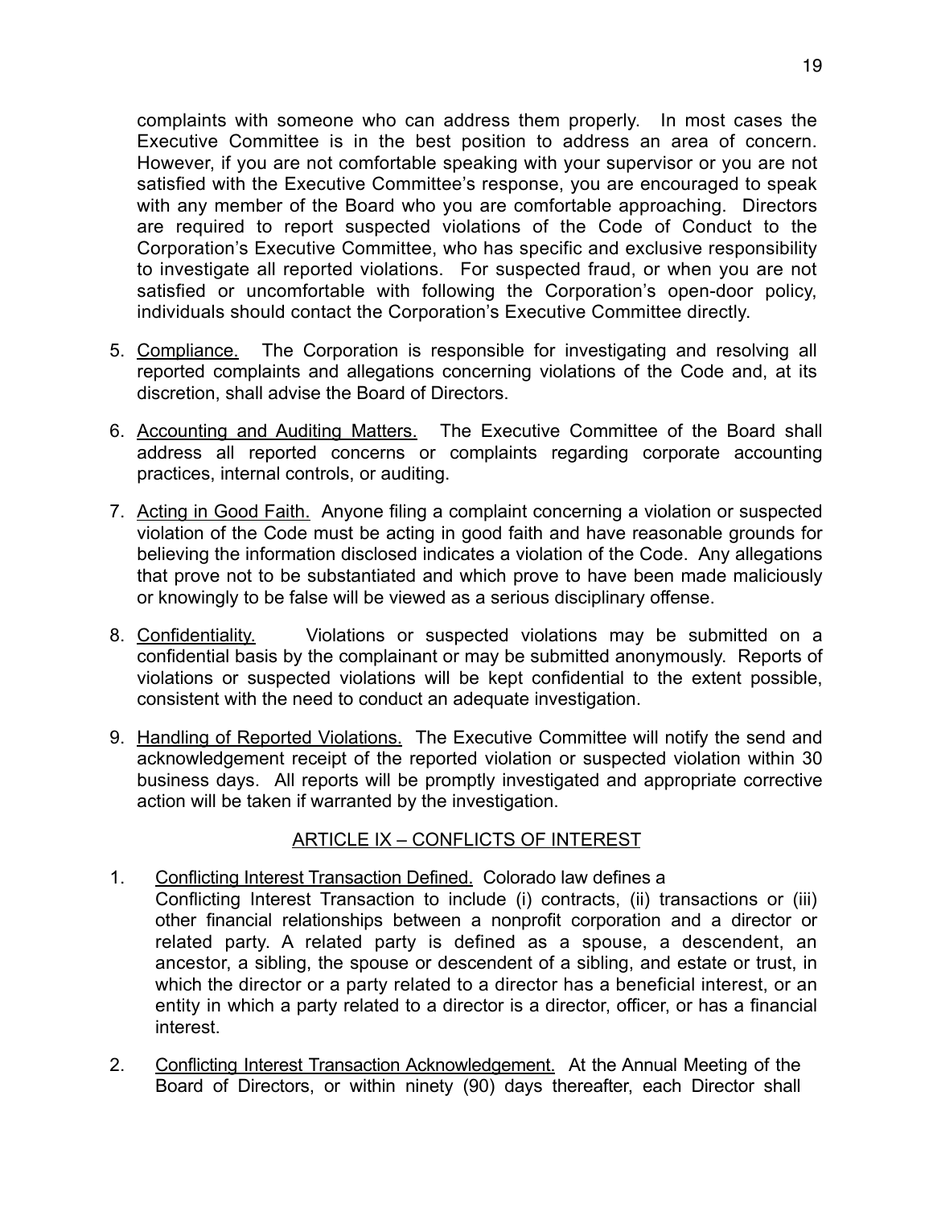complaints with someone who can address them properly. In most cases the Executive Committee is in the best position to address an area of concern. However, if you are not comfortable speaking with your supervisor or you are not satisfied with the Executive Committee's response, you are encouraged to speak with any member of the Board who you are comfortable approaching. Directors are required to report suspected violations of the Code of Conduct to the Corporation's Executive Committee, who has specific and exclusive responsibility to investigate all reported violations. For suspected fraud, or when you are not satisfied or uncomfortable with following the Corporation's open-door policy, individuals should contact the Corporation's Executive Committee directly.

5. Compliance. The Corporation is responsible for investigating and resolving all reported complaints and allegations concerning violations of the Code and, at its discretion, shall advise the Board of Directors.

6. Accounting and Auditing Matters. The Executive Committee of the Board shall address all reported concerns or complaints regarding corporate accounting practices, internal controls, or auditing.

7. Acting in Good Faith. Anyone filing a complaint concerning a violation or suspected violation of the Code must be acting in good faith and have reasonable grounds for believing the information disclosed indicates a violation of the Code. Any allegations that prove not to be substantiated and which prove to have been made maliciously or knowingly to be false will be viewed as a serious disciplinary offense.

8. Confidentiality. Violations or suspected violations may be submitted on a confidential basis by the complainant or may be submitted anonymously. Reports of violations or suspected violations will be kept confidential to the extent possible, consistent with the need to conduct an adequate investigation.

9. Handling of Reported Violations. The Executive Committee will notify the send and acknowledgement receipt of the reported violation or suspected violation within 30 business days. All reports will be promptly investigated and appropriate corrective action will be taken if warranted by the investigation.

## ARTICLE IX – CONFLICTS OF INTEREST

1. Conflicting Interest Transaction Defined. Colorado law defines a Conflicting Interest Transaction to include (i) contracts, (ii) transactions or (iii) other financial relationships between a nonprofit corporation and a director or related party. A related party is defined as a spouse, a descendent, an ancestor, a sibling, the spouse or descendent of a sibling, and estate or trust, in which the director or a party related to a director has a beneficial interest, or an entity in which a party related to a director is a director, officer, or has a financial interest.

2. Conflicting Interest Transaction Acknowledgement. At the Annual Meeting of the Board of Directors, or within ninety (90) days thereafter, each Director shall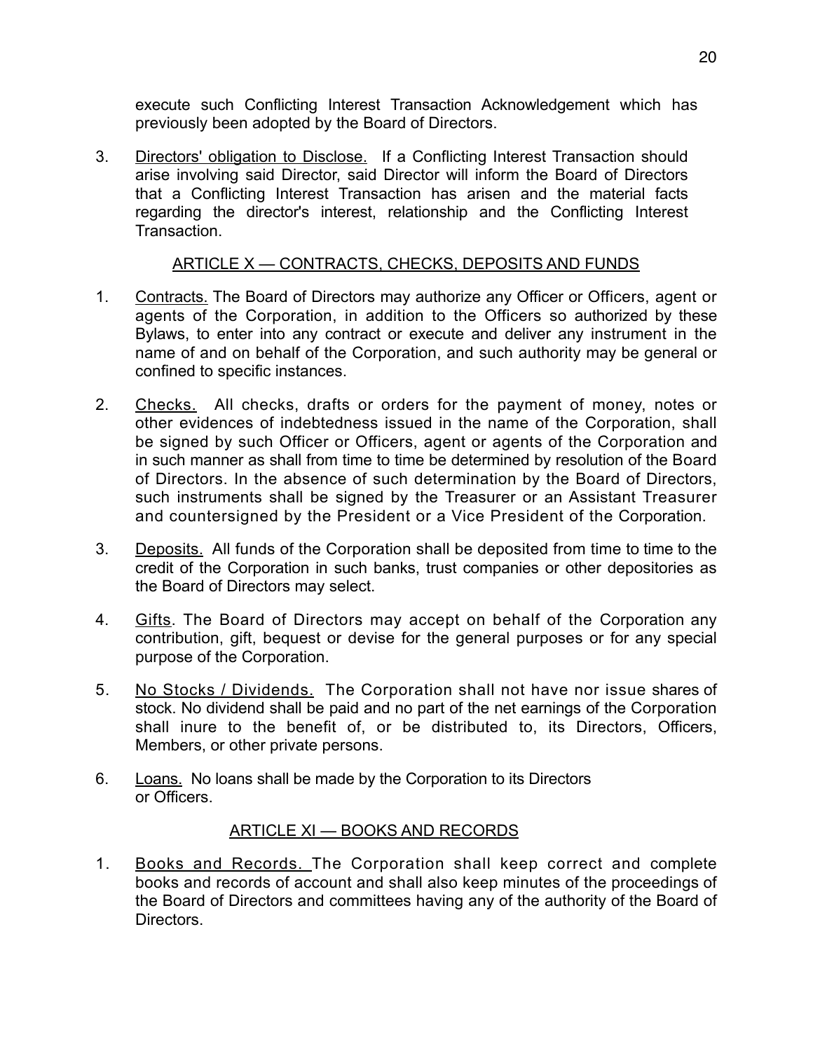execute such Conflicting Interest Transaction Acknowledgement which has previously been adopted by the Board of Directors.

3. Directors' obligation to Disclose. If a Conflicting Interest Transaction should arise involving said Director, said Director will inform the Board of Directors that a Conflicting Interest Transaction has arisen and the material facts regarding the director's interest, relationship and the Conflicting Interest Transaction.

## ARTICLE X — CONTRACTS, CHECKS, DEPOSITS AND FUNDS

1. Contracts. The Board of Directors may authorize any Officer or Officers, agent or agents of the Corporation, in addition to the Officers so authorized by these Bylaws, to enter into any contract or execute and deliver any instrument in the name of and on behalf of the Corporation, and such authority may be general or confined to specific instances.

2. Checks. All checks, drafts or orders for the payment of money, notes or other evidences of indebtedness issued in the name of the Corporation, shall be signed by such Officer or Officers, agent or agents of the Corporation and in such manner as shall from time to time be determined by resolution of the Board of Directors. In the absence of such determination by the Board of Directors, such instruments shall be signed by the Treasurer or an Assistant Treasurer and countersigned by the President or a Vice President of the Corporation.

3. Deposits. All funds of the Corporation shall be deposited from time to time to the credit of the Corporation in such banks, trust companies or other depositories as the Board of Directors may select.

4. Gifts. The Board of Directors may accept on behalf of the Corporation any contribution, gift, bequest or devise for the general purposes or for any special purpose of the Corporation.

5. No Stocks / Dividends. The Corporation shall not have nor issue shares of stock. No dividend shall be paid and no part of the net earnings of the Corporation shall inure to the benefit of, or be distributed to, its Directors, Officers, Members, or other private persons.

6. Loans. No loans shall be made by the Corporation to its Directors or Officers.

## ARTICLE XI — BOOKS AND RECORDS

1. Books and Records. The Corporation shall keep correct and complete books and records of account and shall also keep minutes of the proceedings of the Board of Directors and committees having any of the authority of the Board of Directors.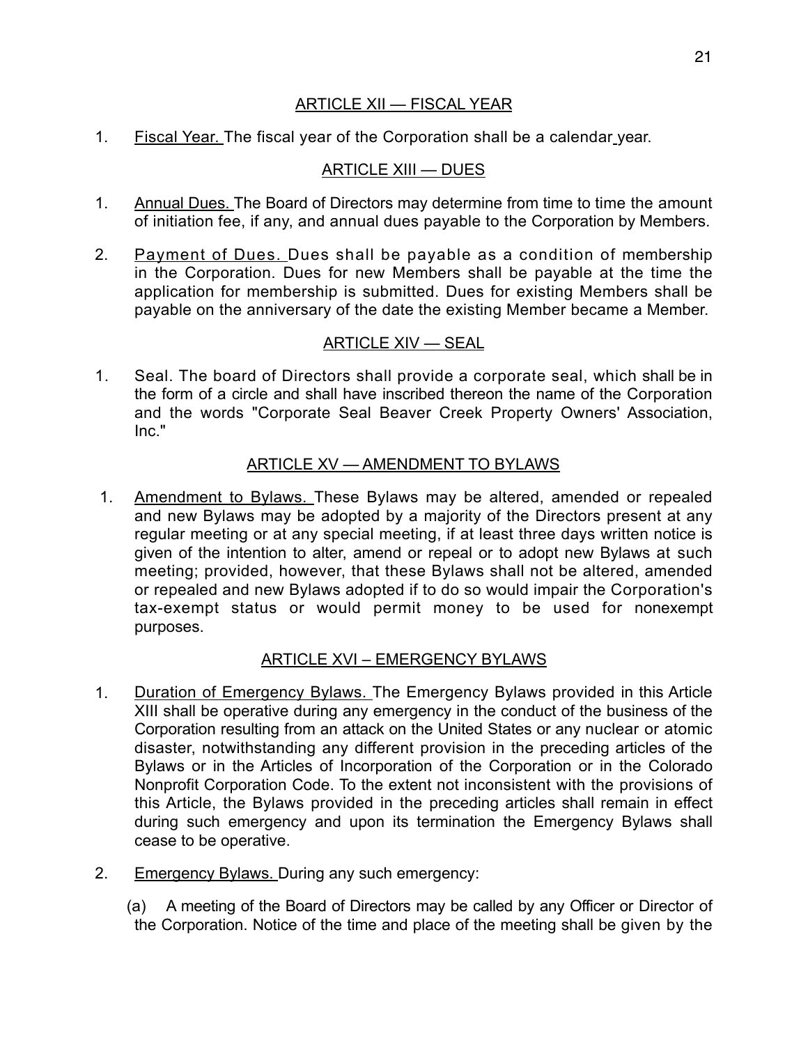## ARTICLE XII — FISCAL YEAR

1. Fiscal Year. The fiscal year of the Corporation shall be a calendar year.

## ARTICLE XIII — DUES

1. Annual Dues. The Board of Directors may determine from time to time the amount of initiation fee, if any, and annual dues payable to the Corporation by Members.

2. Payment of Dues. Dues shall be payable as a condition of membership in the Corporation. Dues for new Members shall be payable at the time the application for membership is submitted. Dues for existing Members shall be payable on the anniversary of the date the existing Member became a Member.

## ARTICLE XIV — SEAL

1. Seal. The board of Directors shall provide a corporate seal, which shall be in the form of a circle and shall have inscribed thereon the name of the Corporation and the words "Corporate Seal Beaver Creek Property Owners' Association, Inc."

## ARTICLE XV — AMENDMENT TO BYLAWS

1. Amendment to Bylaws. These Bylaws may be altered, amended or repealed and new Bylaws may be adopted by a majority of the Directors present at any regular meeting or at any special meeting, if at least three days written notice is given of the intention to alter, amend or repeal or to adopt new Bylaws at such meeting; provided, however, that these Bylaws shall not be altered, amended or repealed and new Bylaws adopted if to do so would impair the Corporation's tax-exempt status or would permit money to be used for nonexempt purposes.

## ARTICLE XVI – EMERGENCY BYLAWS

1. Duration of Emergency Bylaws. The Emergency Bylaws provided in this Article XIII shall be operative during any emergency in the conduct of the business of the Corporation resulting from an attack on the United States or any nuclear or atomic disaster, notwithstanding any different provision in the preceding articles of the Bylaws or in the Articles of Incorporation of the Corporation or in the Colorado Nonprofit Corporation Code. To the extent not inconsistent with the provisions of this Article, the Bylaws provided in the preceding articles shall remain in effect during such emergency and upon its termination the Emergency Bylaws shall cease to be operative.

2. Emergency Bylaws. During any such emergency:

   (a) A meeting of the Board of Directors may be called by any Officer or Director of the Corporation. Notice of the time and place of the meeting shall be given by the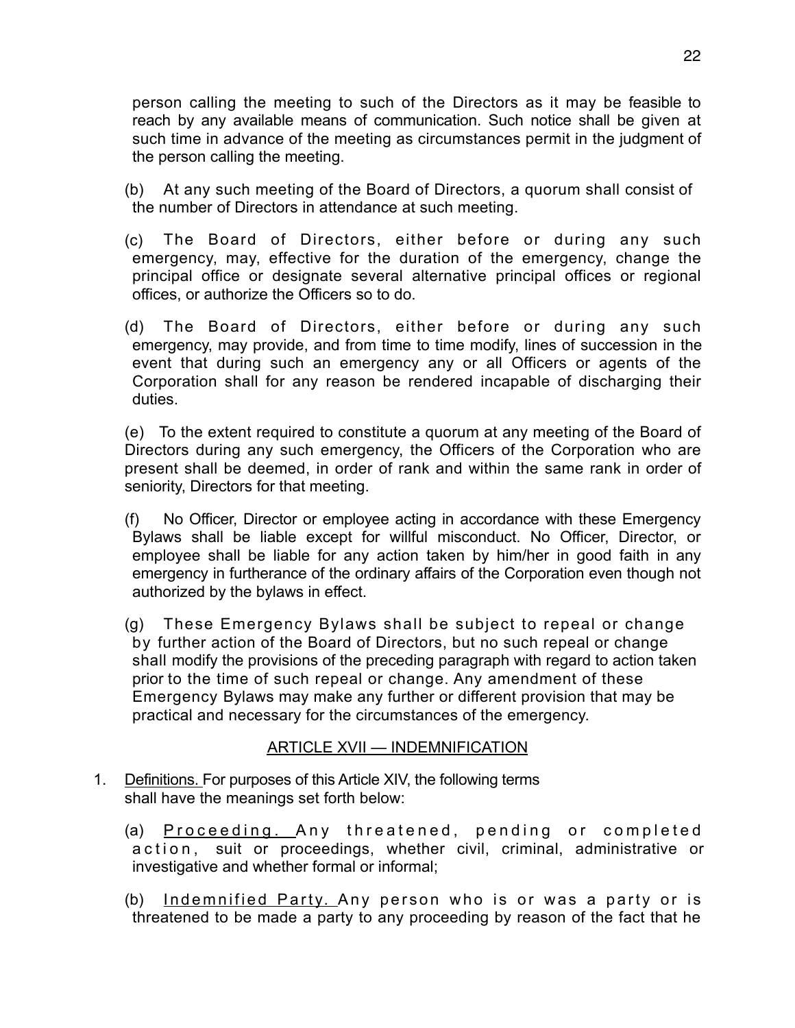person calling the meeting to such of the Directors as it may be feasible to reach by any available means of communication. Such notice shall be given at such time in advance of the meeting as circumstances permit in the judgment of the person calling the meeting.

(b) At any such meeting of the Board of Directors, a quorum shall consist of the number of Directors in attendance at such meeting.

(c) The Board of Directors, either before or during any such emergency, may, effective for the duration of the emergency, change the principal office or designate several alternative principal offices or regional offices, or authorize the Officers so to do.

(d) The Board of Directors, either before or during any such emergency, may provide, and from time to time modify, lines of succession in the event that during such an emergency any or all Officers or agents of the Corporation shall for any reason be rendered incapable of discharging their duties.

(e) To the extent required to constitute a quorum at any meeting of the Board of Directors during any such emergency, the Officers of the Corporation who are present shall be deemed, in order of rank and within the same rank in order of seniority, Directors for that meeting.

(f) No Officer, Director or employee acting in accordance with these Emergency Bylaws shall be liable except for willful misconduct. No Officer, Director, or employee shall be liable for any action taken by him/her in good faith in any emergency in furtherance of the ordinary affairs of the Corporation even though not authorized by the bylaws in effect.

(g) These Emergency Bylaws shall be subject to repeal or change by further action of the Board of Directors, but no such repeal or change shall modify the provisions of the preceding paragraph with regard to action taken prior to the time of such repeal or change. Any amendment of these Emergency Bylaws may make any further or different provision that may be practical and necessary for the circumstances of the emergency.

## ARTICLE XVII — INDEMNIFICATION

1. Definitions. For purposes of this Article XIV, the following terms shall have the meanings set forth below:

   (a) Proceeding. Any threatened, pending or completed action, suit or proceedings, whether civil, criminal, administrative or investigative and whether formal or informal;

   (b) Indemnified Party. Any person who is or was a party or is threatened to be made a party to any proceeding by reason of the fact that he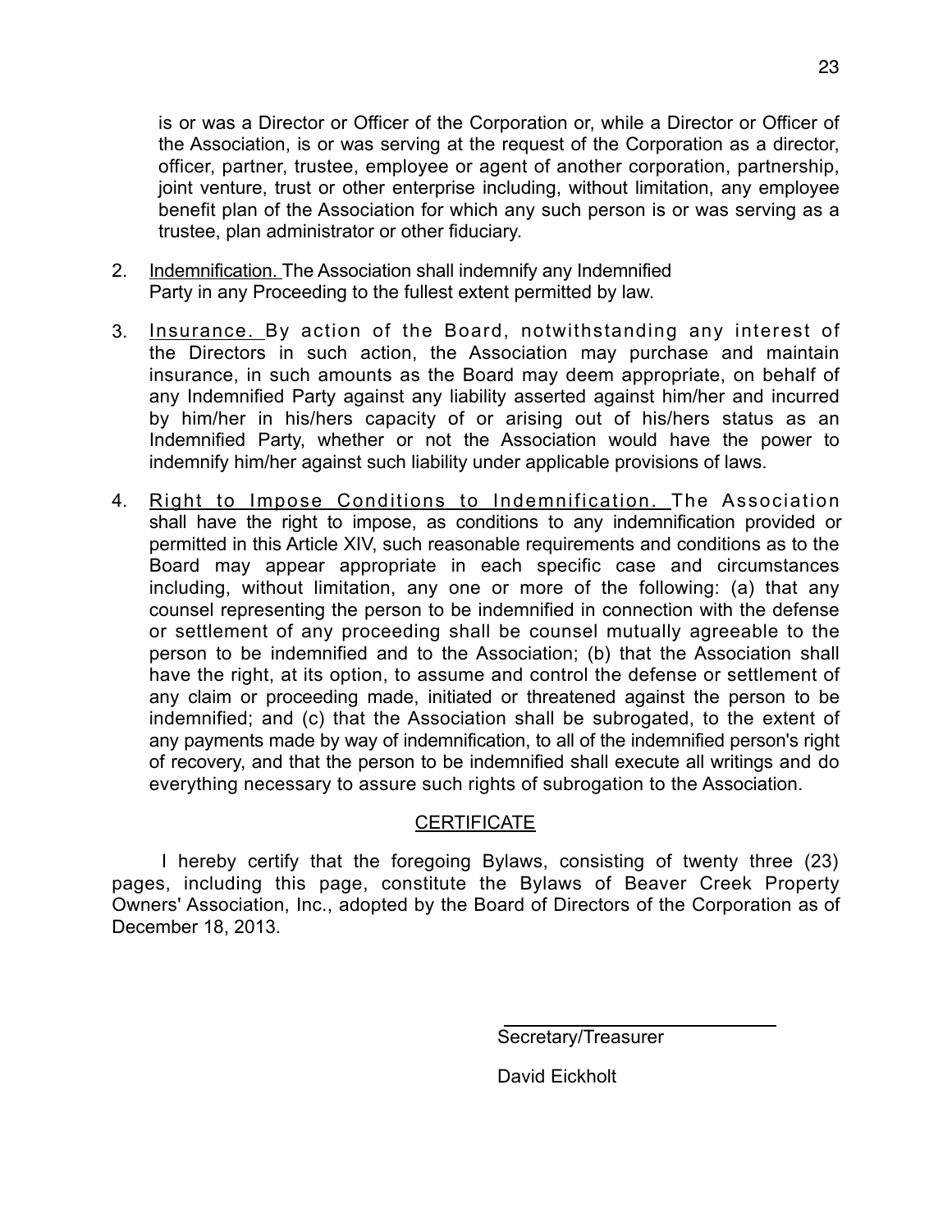is or was a Director or Officer of the Corporation or, while a Director or Officer of the Association, is or was serving at the request of the Corporation as a director, officer, partner, trustee, employee or agent of another corporation, partnership, joint venture, trust or other enterprise including, without limitation, any employee benefit plan of the Association for which any such person is or was serving as a trustee, plan administrator or other fiduciary.

2. Indemnification. The Association shall indemnify any Indemnified Party in any Proceeding to the fullest extent permitted by law.

3. Insurance. By action of the Board, notwithstanding any interest of the Directors in such action, the Association may purchase and maintain insurance, in such amounts as the Board may deem appropriate, on behalf of any Indemnified Party against any liability asserted against him/her and incurred by him/her in his/hers capacity of or arising out of his/hers status as an Indemnified Party, whether or not the Association would have the power to indemnify him/her against such liability under applicable provisions of laws.

4. Right to Impose Conditions to Indemnification. The Association shall have the right to impose, as conditions to any indemnification provided or permitted in this Article XIV, such reasonable requirements and conditions as to the Board may appear appropriate in each specific case and circumstances including, without limitation, any one or more of the following: (a) that any counsel representing the person to be indemnified in connection with the defense or settlement of any proceeding shall be counsel mutually agreeable to the person to be indemnified and to the Association; (b) that the Association shall have the right, at its option, to assume and control the defense or settlement of any claim or proceeding made, initiated or threatened against the person to be indemnified; and (c) that the Association shall be subrogated, to the extent of any payments made by way of indemnification, to all of the indemnified person's right of recovery, and that the person to be indemnified shall execute all writings and do everything necessary to assure such rights of subrogation to the Association.

## CERTIFICATE

I hereby certify that the foregoing Bylaws, consisting of twenty three (23) pages, including this page, constitute the Bylaws of Beaver Creek Property Owners' Association, Inc., adopted by the Board of Directors of the Corporation as of December 18, 2013.

\_\_\_\_\_\_\_\_\_\_\_\_\_\_\_\_\_\_\_\_\_\_\_\_\_\_

Secretary/Treasurer

David Eickholt